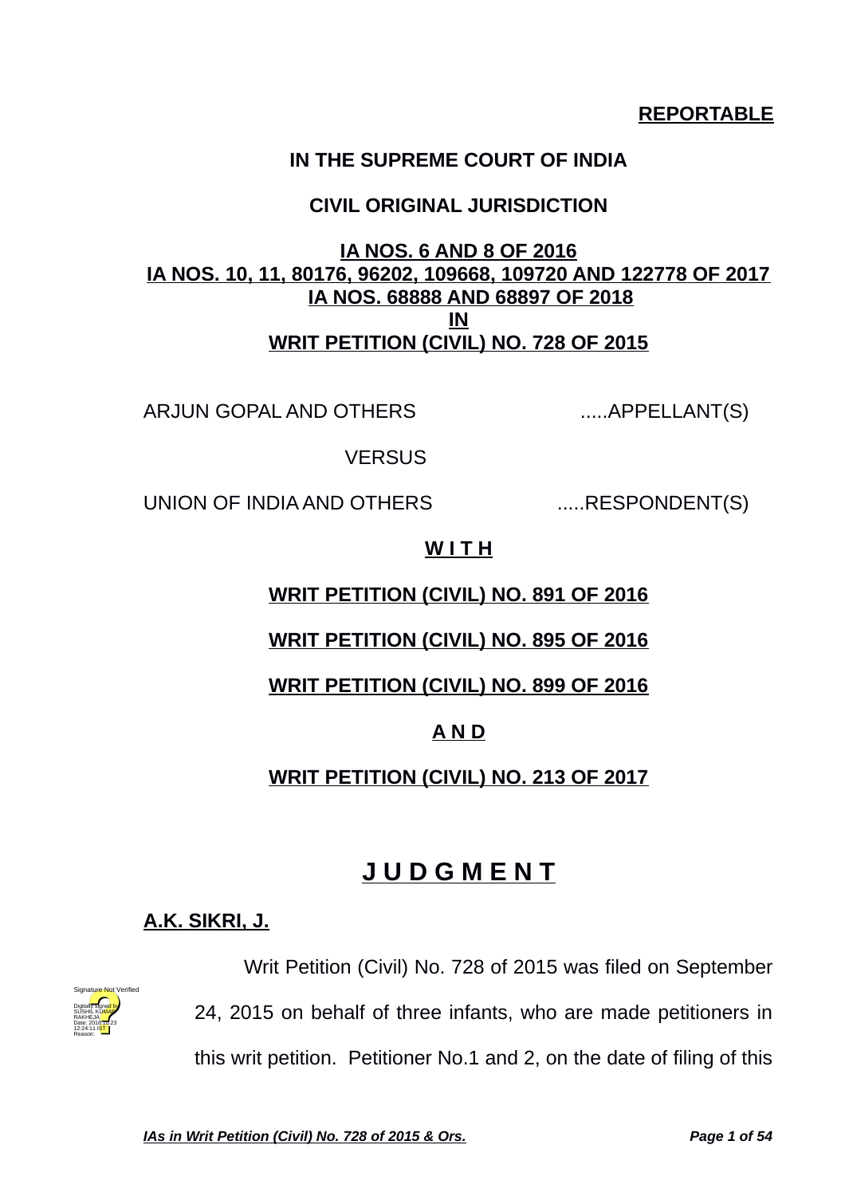**REPORTABLE**

**IN THE SUPREME COURT OF INDIA**

**CIVIL ORIGINAL JURISDICTION**

**IA NOS. 6 AND 8 OF 2016**
**IA NOS. 10, 11, 80176, 96202, 109668, 109720 AND 122778 OF 2017**
**IA NOS. 68888 AND 68897 OF 2018**
**IN**
**WRIT PETITION (CIVIL) NO. 728 OF 2015**

ARJUN GOPAL AND OTHERS .....APPELLANT(S)

VERSUS

UNION OF INDIA AND OTHERS .....RESPONDENT(S)

**W I T H**

**WRIT PETITION (CIVIL) NO. 891 OF 2016**

**WRIT PETITION (CIVIL) NO. 895 OF 2016**

**WRIT PETITION (CIVIL) NO. 899 OF 2016**

**A N D**

**WRIT PETITION (CIVIL) NO. 213 OF 2017**

# J U D G M E N T

**A.K. SIKRI, J.**

Writ Petition (Civil) No. 728 of 2015 was filed on September 24, 2015 on behalf of three infants, who are made petitioners in this writ petition. Petitioner No.1 and 2, on the date of filing of this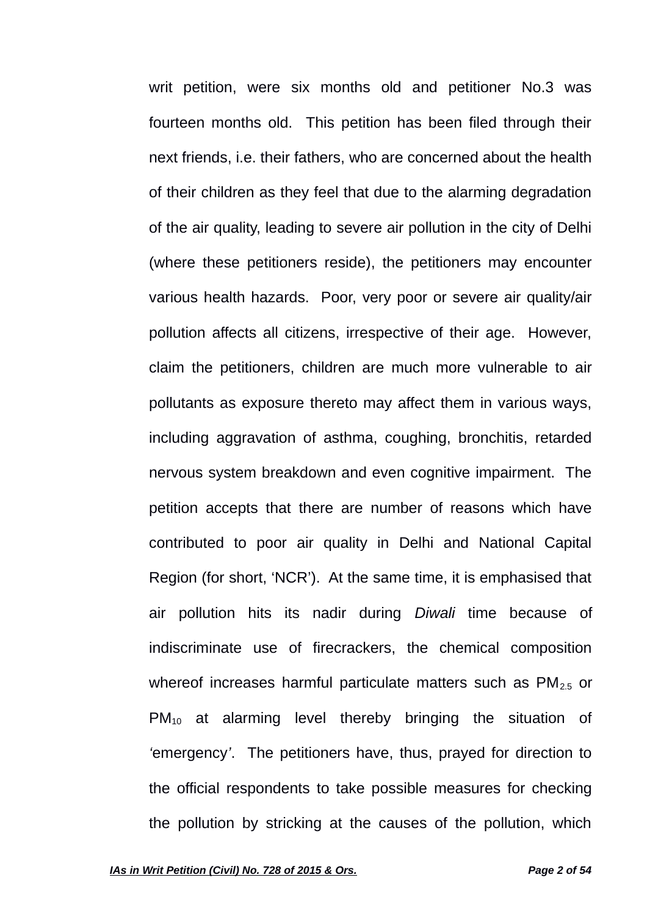writ petition, were six months old and petitioner No.3 was fourteen months old. This petition has been filed through their next friends, i.e. their fathers, who are concerned about the health of their children as they feel that due to the alarming degradation of the air quality, leading to severe air pollution in the city of Delhi (where these petitioners reside), the petitioners may encounter various health hazards. Poor, very poor or severe air quality/air pollution affects all citizens, irrespective of their age. However, claim the petitioners, children are much more vulnerable to air pollutants as exposure thereto may affect them in various ways, including aggravation of asthma, coughing, bronchitis, retarded nervous system breakdown and even cognitive impairment. The petition accepts that there are number of reasons which have contributed to poor air quality in Delhi and National Capital Region (for short, 'NCR'). At the same time, it is emphasised that air pollution hits its nadir during *Diwali* time because of indiscriminate use of firecrackers, the chemical composition whereof increases harmful particulate matters such as $PM_{2.5}$ or $PM_{10}$ at alarming level thereby bringing the situation of *'emergency'*. The petitioners have, thus, prayed for direction to the official respondents to take possible measures for checking the pollution by stricking at the causes of the pollution, which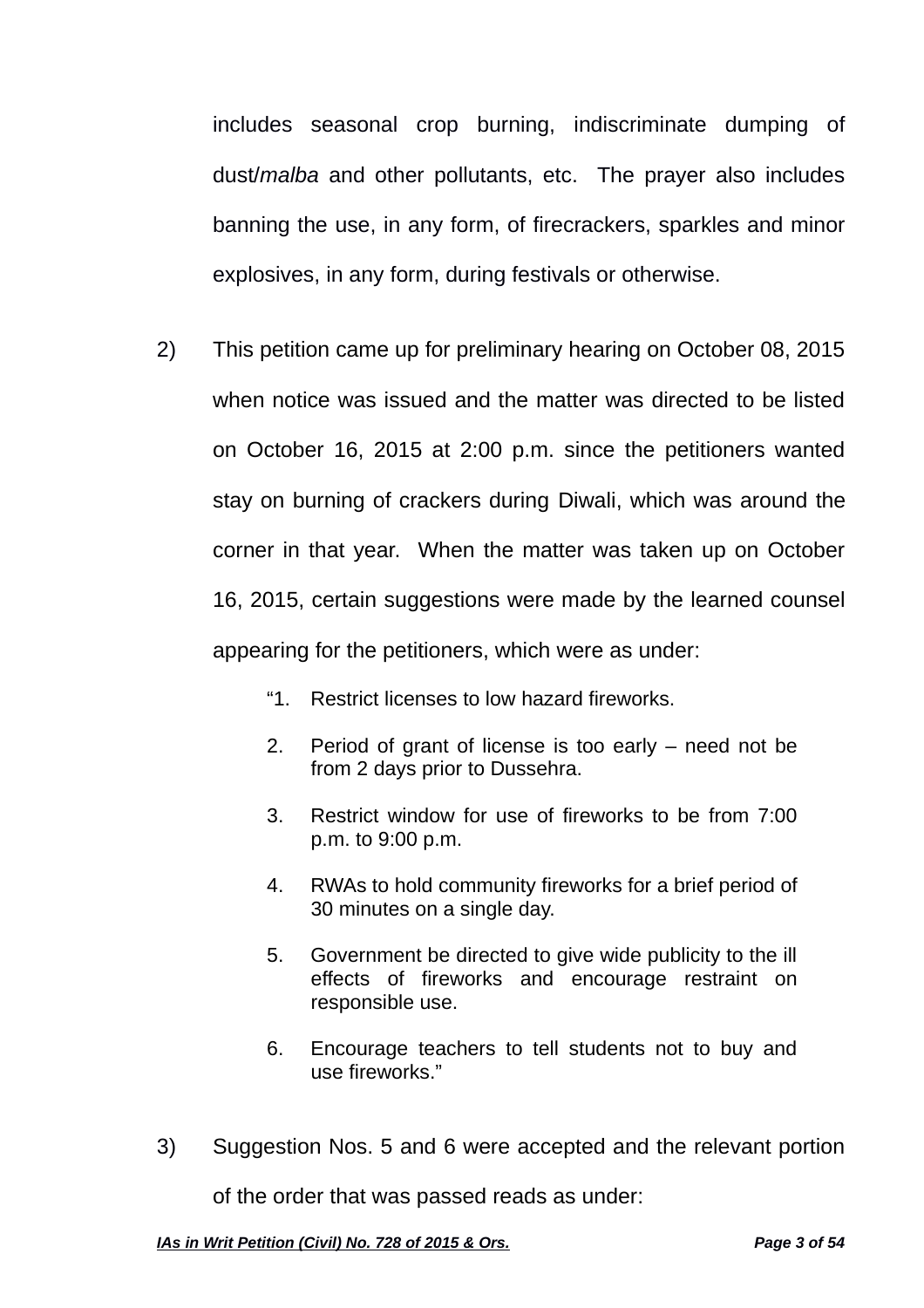includes seasonal crop burning, indiscriminate dumping of dust/*malba* and other pollutants, etc. The prayer also includes banning the use, in any form, of firecrackers, sparkles and minor explosives, in any form, during festivals or otherwise.

2) This petition came up for preliminary hearing on October 08, 2015 when notice was issued and the matter was directed to be listed on October 16, 2015 at 2:00 p.m. since the petitioners wanted stay on burning of crackers during Diwali, which was around the corner in that year. When the matter was taken up on October 16, 2015, certain suggestions were made by the learned counsel appearing for the petitioners, which were as under:

> "1. Restrict licenses to low hazard fireworks.
>
> 2. Period of grant of license is too early – need not be from 2 days prior to Dussehra.
>
> 3. Restrict window for use of fireworks to be from 7:00 p.m. to 9:00 p.m.
>
> 4. RWAs to hold community fireworks for a brief period of 30 minutes on a single day.
>
> 5. Government be directed to give wide publicity to the ill effects of fireworks and encourage restraint on responsible use.
>
> 6. Encourage teachers to tell students not to buy and use fireworks."

3) Suggestion Nos. 5 and 6 were accepted and the relevant portion of the order that was passed reads as under: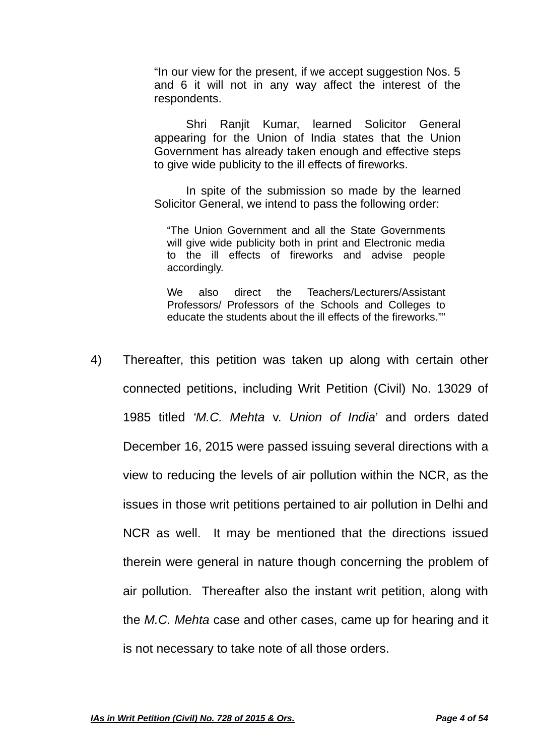> "In our view for the present, if we accept suggestion Nos. 5 and 6 it will not in any way affect the interest of the respondents.
>
> Shri Ranjit Kumar, learned Solicitor General appearing for the Union of India states that the Union Government has already taken enough and effective steps to give wide publicity to the ill effects of fireworks.
>
> In spite of the submission so made by the learned Solicitor General, we intend to pass the following order:
>
> > "The Union Government and all the State Governments will give wide publicity both in print and Electronic media to the ill effects of fireworks and advise people accordingly.
> >
> > We also direct the Teachers/Lecturers/Assistant Professors/ Professors of the Schools and Colleges to educate the students about the ill effects of the fireworks.""

4) Thereafter, this petition was taken up along with certain other connected petitions, including Writ Petition (Civil) No. 13029 of 1985 titled *'M.C. Mehta* v. *Union of India*' and orders dated December 16, 2015 were passed issuing several directions with a view to reducing the levels of air pollution within the NCR, as the issues in those writ petitions pertained to air pollution in Delhi and NCR as well. It may be mentioned that the directions issued therein were general in nature though concerning the problem of air pollution. Thereafter also the instant writ petition, along with the *M.C. Mehta* case and other cases, came up for hearing and it is not necessary to take note of all those orders.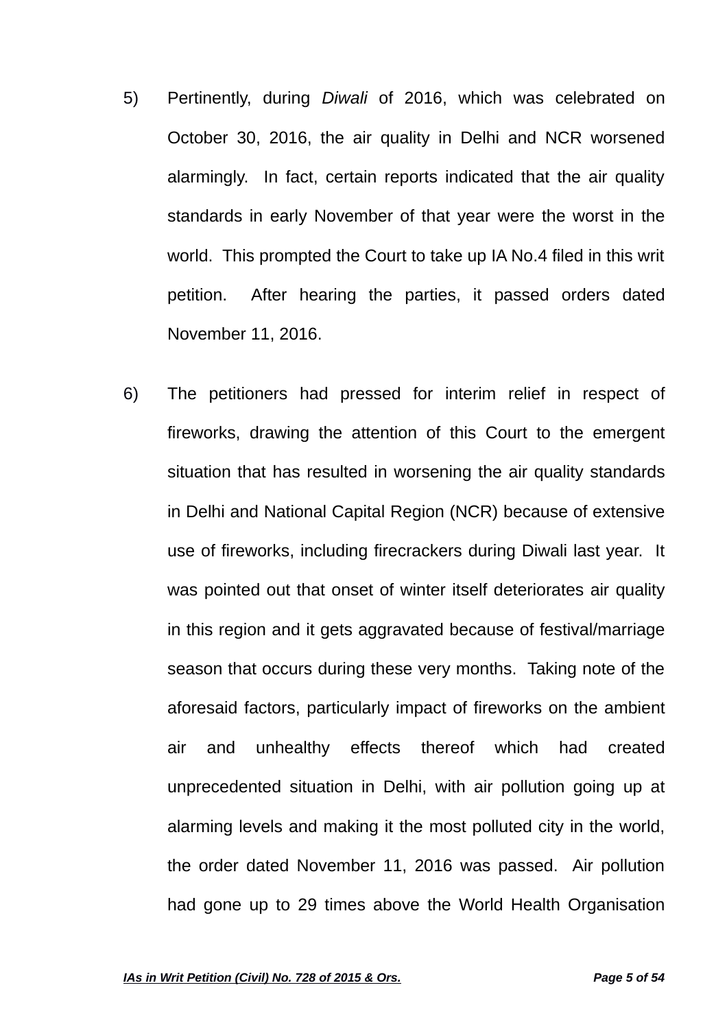5) Pertinently, during *Diwali* of 2016, which was celebrated on October 30, 2016, the air quality in Delhi and NCR worsened alarmingly. In fact, certain reports indicated that the air quality standards in early November of that year were the worst in the world. This prompted the Court to take up IA No.4 filed in this writ petition. After hearing the parties, it passed orders dated November 11, 2016.

6) The petitioners had pressed for interim relief in respect of fireworks, drawing the attention of this Court to the emergent situation that has resulted in worsening the air quality standards in Delhi and National Capital Region (NCR) because of extensive use of fireworks, including firecrackers during Diwali last year. It was pointed out that onset of winter itself deteriorates air quality in this region and it gets aggravated because of festival/marriage season that occurs during these very months. Taking note of the aforesaid factors, particularly impact of fireworks on the ambient air and unhealthy effects thereof which had created unprecedented situation in Delhi, with air pollution going up at alarming levels and making it the most polluted city in the world, the order dated November 11, 2016 was passed. Air pollution had gone up to 29 times above the World Health Organisation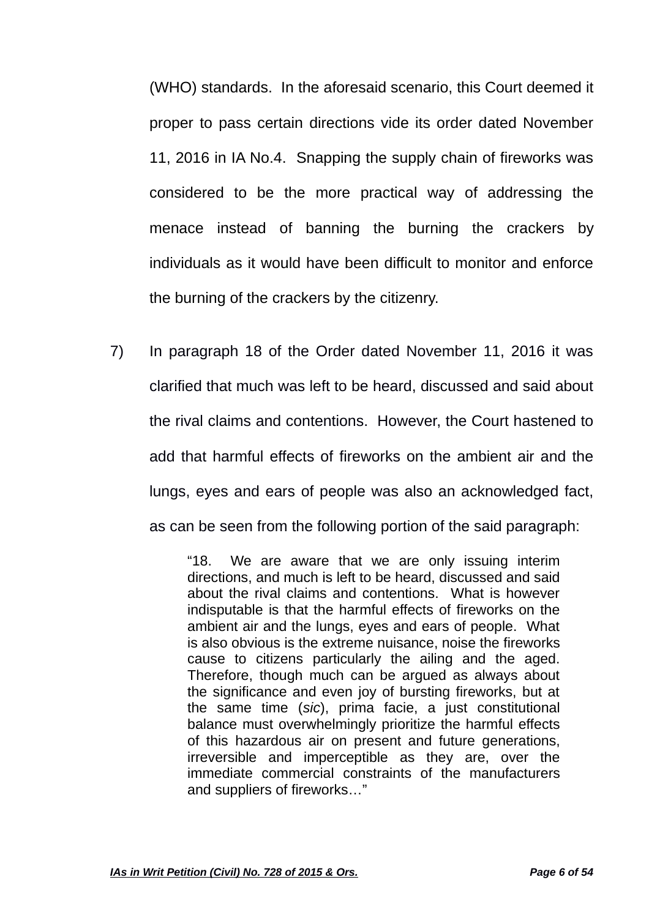(WHO) standards. In the aforesaid scenario, this Court deemed it proper to pass certain directions vide its order dated November 11, 2016 in IA No.4. Snapping the supply chain of fireworks was considered to be the more practical way of addressing the menace instead of banning the burning the crackers by individuals as it would have been difficult to monitor and enforce the burning of the crackers by the citizenry.

7) In paragraph 18 of the Order dated November 11, 2016 it was clarified that much was left to be heard, discussed and said about the rival claims and contentions. However, the Court hastened to add that harmful effects of fireworks on the ambient air and the lungs, eyes and ears of people was also an acknowledged fact, as can be seen from the following portion of the said paragraph:

> "18. We are aware that we are only issuing interim directions, and much is left to be heard, discussed and said about the rival claims and contentions. What is however indisputable is that the harmful effects of fireworks on the ambient air and the lungs, eyes and ears of people. What is also obvious is the extreme nuisance, noise the fireworks cause to citizens particularly the ailing and the aged. Therefore, though much can be argued as always about the significance and even joy of bursting fireworks, but at the same time (*sic*), prima facie, a just constitutional balance must overwhelmingly prioritize the harmful effects of this hazardous air on present and future generations, irreversible and imperceptible as they are, over the immediate commercial constraints of the manufacturers and suppliers of fireworks…"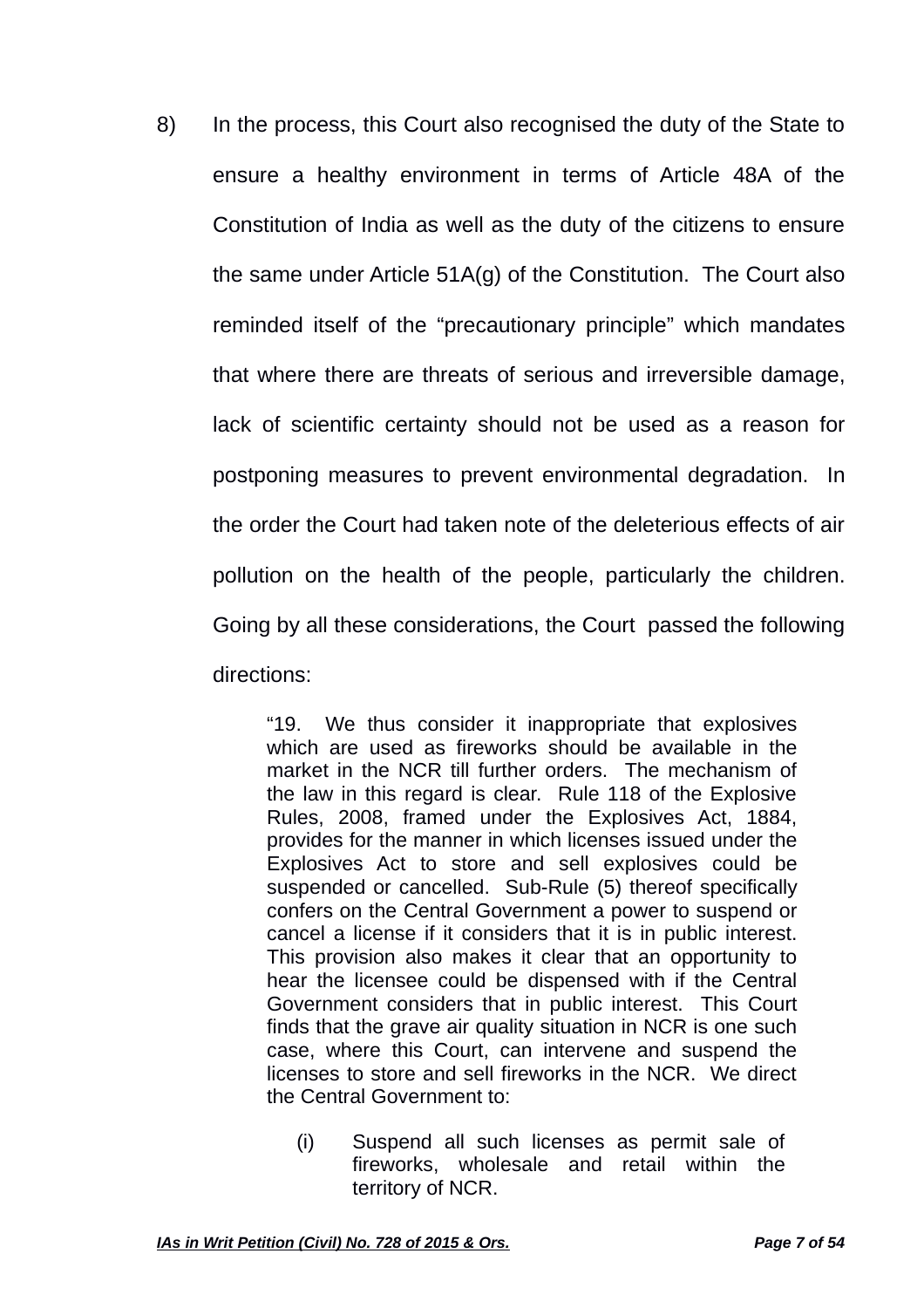8) In the process, this Court also recognised the duty of the State to ensure a healthy environment in terms of Article 48A of the Constitution of India as well as the duty of the citizens to ensure the same under Article 51A(g) of the Constitution. The Court also reminded itself of the “precautionary principle” which mandates that where there are threats of serious and irreversible damage, lack of scientific certainty should not be used as a reason for postponing measures to prevent environmental degradation. In the order the Court had taken note of the deleterious effects of air pollution on the health of the people, particularly the children. Going by all these considerations, the Court passed the following directions:

> “19. We thus consider it inappropriate that explosives which are used as fireworks should be available in the market in the NCR till further orders. The mechanism of the law in this regard is clear. Rule 118 of the Explosive Rules, 2008, framed under the Explosives Act, 1884, provides for the manner in which licenses issued under the Explosives Act to store and sell explosives could be suspended or cancelled. Sub-Rule (5) thereof specifically confers on the Central Government a power to suspend or cancel a license if it considers that it is in public interest. This provision also makes it clear that an opportunity to hear the licensee could be dispensed with if the Central Government considers that in public interest. This Court finds that the grave air quality situation in NCR is one such case, where this Court, can intervene and suspend the licenses to store and sell fireworks in the NCR. We direct the Central Government to:
>
> (i) Suspend all such licenses as permit sale of fireworks, wholesale and retail within the territory of NCR.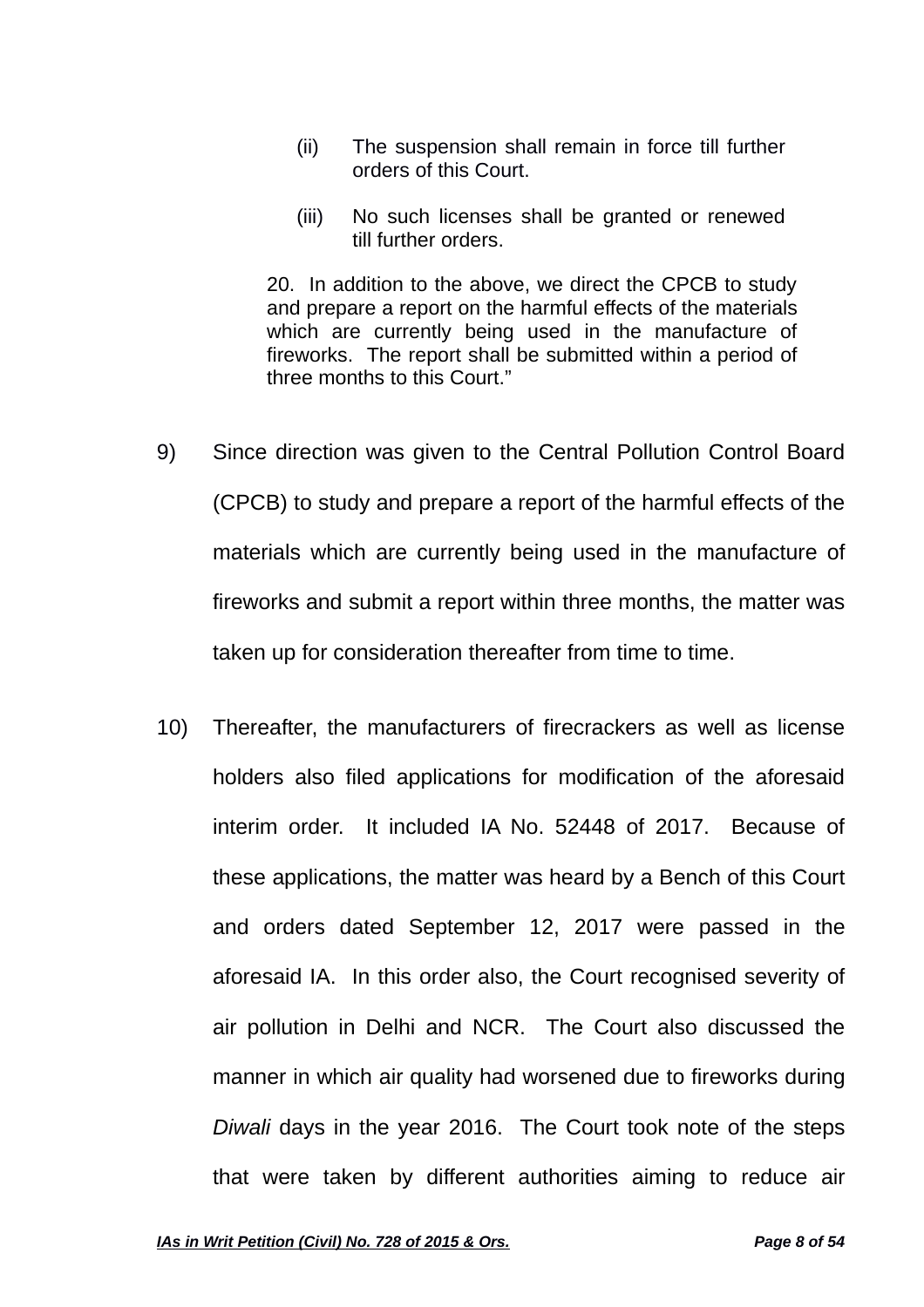> (ii) The suspension shall remain in force till further orders of this Court.
>
> (iii) No such licenses shall be granted or renewed till further orders.
>
> 20. In addition to the above, we direct the CPCB to study and prepare a report on the harmful effects of the materials which are currently being used in the manufacture of fireworks. The report shall be submitted within a period of three months to this Court."

9) Since direction was given to the Central Pollution Control Board (CPCB) to study and prepare a report of the harmful effects of the materials which are currently being used in the manufacture of fireworks and submit a report within three months, the matter was taken up for consideration thereafter from time to time.

10) Thereafter, the manufacturers of firecrackers as well as license holders also filed applications for modification of the aforesaid interim order. It included IA No. 52448 of 2017. Because of these applications, the matter was heard by a Bench of this Court and orders dated September 12, 2017 were passed in the aforesaid IA. In this order also, the Court recognised severity of air pollution in Delhi and NCR. The Court also discussed the manner in which air quality had worsened due to fireworks during *Diwali* days in the year 2016. The Court took note of the steps that were taken by different authorities aiming to reduce air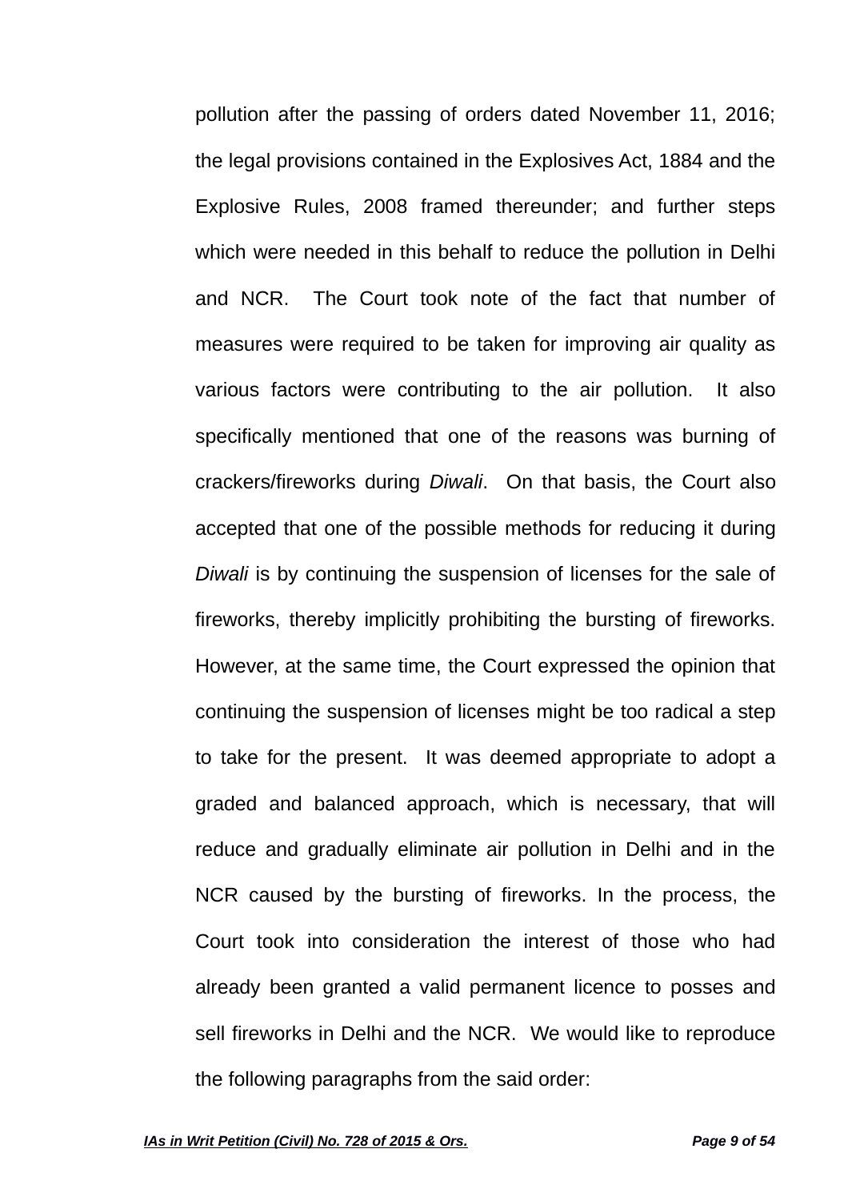pollution after the passing of orders dated November 11, 2016; the legal provisions contained in the Explosives Act, 1884 and the Explosive Rules, 2008 framed thereunder; and further steps which were needed in this behalf to reduce the pollution in Delhi and NCR. The Court took note of the fact that number of measures were required to be taken for improving air quality as various factors were contributing to the air pollution. It also specifically mentioned that one of the reasons was burning of crackers/fireworks during *Diwali*. On that basis, the Court also accepted that one of the possible methods for reducing it during *Diwali* is by continuing the suspension of licenses for the sale of fireworks, thereby implicitly prohibiting the bursting of fireworks. However, at the same time, the Court expressed the opinion that continuing the suspension of licenses might be too radical a step to take for the present. It was deemed appropriate to adopt a graded and balanced approach, which is necessary, that will reduce and gradually eliminate air pollution in Delhi and in the NCR caused by the bursting of fireworks. In the process, the Court took into consideration the interest of those who had already been granted a valid permanent licence to posses and sell fireworks in Delhi and the NCR. We would like to reproduce the following paragraphs from the said order: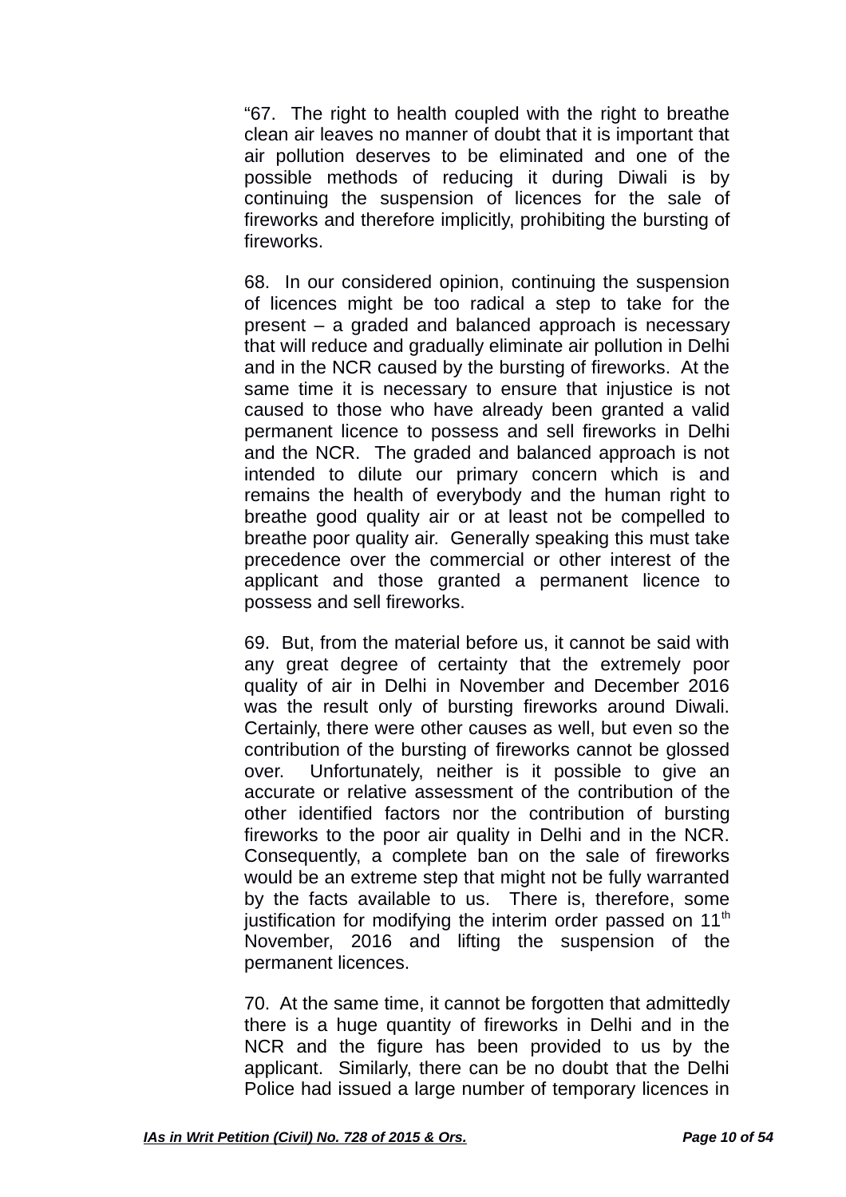"67. The right to health coupled with the right to breathe clean air leaves no manner of doubt that it is important that air pollution deserves to be eliminated and one of the possible methods of reducing it during Diwali is by continuing the suspension of licences for the sale of fireworks and therefore implicitly, prohibiting the bursting of fireworks.

68. In our considered opinion, continuing the suspension of licences might be too radical a step to take for the present – a graded and balanced approach is necessary that will reduce and gradually eliminate air pollution in Delhi and in the NCR caused by the bursting of fireworks. At the same time it is necessary to ensure that injustice is not caused to those who have already been granted a valid permanent licence to possess and sell fireworks in Delhi and the NCR. The graded and balanced approach is not intended to dilute our primary concern which is and remains the health of everybody and the human right to breathe good quality air or at least not be compelled to breathe poor quality air. Generally speaking this must take precedence over the commercial or other interest of the applicant and those granted a permanent licence to possess and sell fireworks.

69. But, from the material before us, it cannot be said with any great degree of certainty that the extremely poor quality of air in Delhi in November and December 2016 was the result only of bursting fireworks around Diwali. Certainly, there were other causes as well, but even so the contribution of the bursting of fireworks cannot be glossed over. Unfortunately, neither is it possible to give an accurate or relative assessment of the contribution of the other identified factors nor the contribution of bursting fireworks to the poor air quality in Delhi and in the NCR. Consequently, a complete ban on the sale of fireworks would be an extreme step that might not be fully warranted by the facts available to us. There is, therefore, some justification for modifying the interim order passed on 11th November, 2016 and lifting the suspension of the permanent licences.

70. At the same time, it cannot be forgotten that admittedly there is a huge quantity of fireworks in Delhi and in the NCR and the figure has been provided to us by the applicant. Similarly, there can be no doubt that the Delhi Police had issued a large number of temporary licences in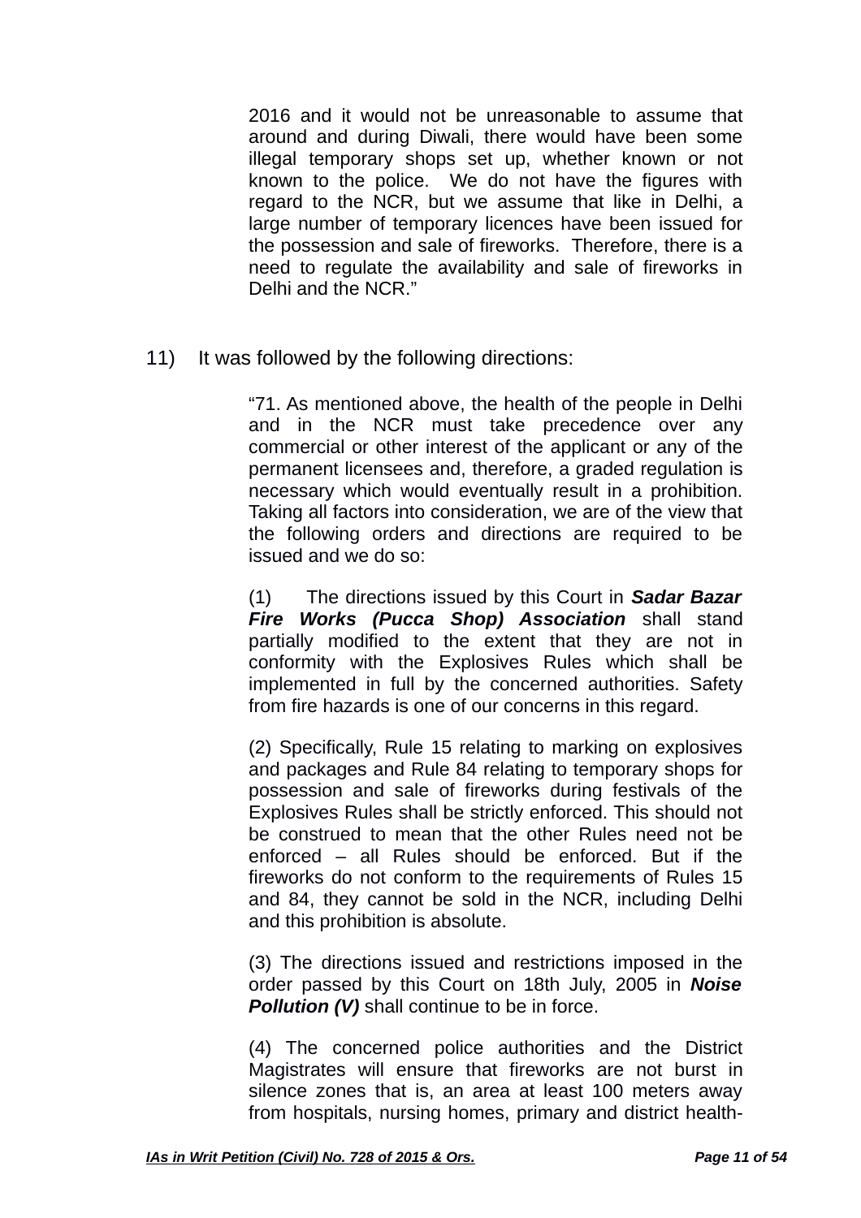> 2016 and it would not be unreasonable to assume that around and during Diwali, there would have been some illegal temporary shops set up, whether known or not known to the police. We do not have the figures with regard to the NCR, but we assume that like in Delhi, a large number of temporary licences have been issued for the possession and sale of fireworks. Therefore, there is a need to regulate the availability and sale of fireworks in Delhi and the NCR."

11) It was followed by the following directions:

> "71. As mentioned above, the health of the people in Delhi and in the NCR must take precedence over any commercial or other interest of the applicant or any of the permanent licensees and, therefore, a graded regulation is necessary which would eventually result in a prohibition. Taking all factors into consideration, we are of the view that the following orders and directions are required to be issued and we do so:
>
> (1) The directions issued by this Court in ***Sadar Bazar Fire Works (Pucca Shop) Association*** shall stand partially modified to the extent that they are not in conformity with the Explosives Rules which shall be implemented in full by the concerned authorities. Safety from fire hazards is one of our concerns in this regard.
>
> (2) Specifically, Rule 15 relating to marking on explosives and packages and Rule 84 relating to temporary shops for possession and sale of fireworks during festivals of the Explosives Rules shall be strictly enforced. This should not be construed to mean that the other Rules need not be enforced – all Rules should be enforced. But if the fireworks do not conform to the requirements of Rules 15 and 84, they cannot be sold in the NCR, including Delhi and this prohibition is absolute.
>
> (3) The directions issued and restrictions imposed in the order passed by this Court on 18th July, 2005 in ***Noise Pollution (V)*** shall continue to be in force.
>
> (4) The concerned police authorities and the District Magistrates will ensure that fireworks are not burst in silence zones that is, an area at least 100 meters away from hospitals, nursing homes, primary and district health-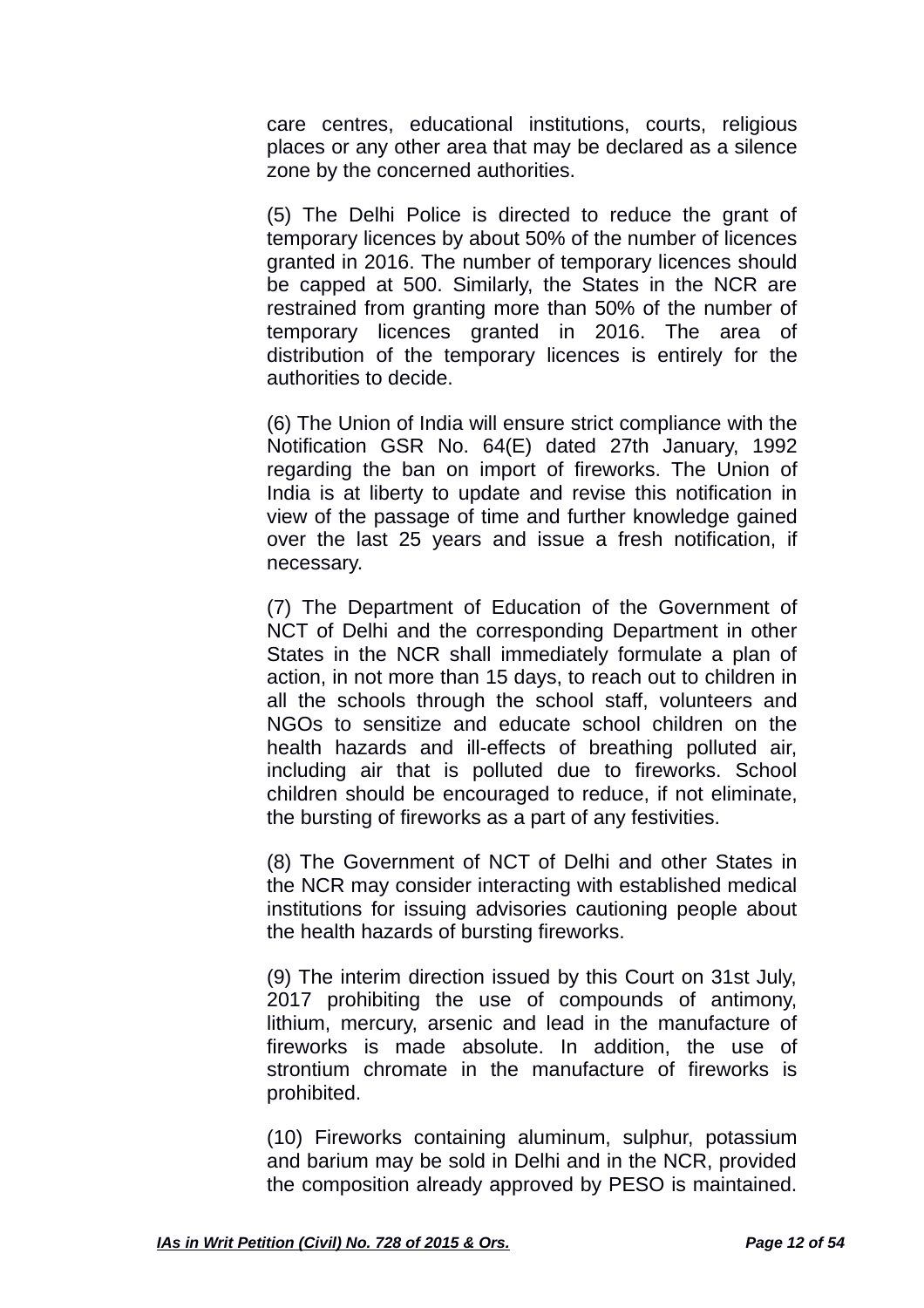care centres, educational institutions, courts, religious places or any other area that may be declared as a silence zone by the concerned authorities.

(5) The Delhi Police is directed to reduce the grant of temporary licences by about 50% of the number of licences granted in 2016. The number of temporary licences should be capped at 500. Similarly, the States in the NCR are restrained from granting more than 50% of the number of temporary licences granted in 2016. The area of distribution of the temporary licences is entirely for the authorities to decide.

(6) The Union of India will ensure strict compliance with the Notification GSR No. 64(E) dated 27th January, 1992 regarding the ban on import of fireworks. The Union of India is at liberty to update and revise this notification in view of the passage of time and further knowledge gained over the last 25 years and issue a fresh notification, if necessary.

(7) The Department of Education of the Government of NCT of Delhi and the corresponding Department in other States in the NCR shall immediately formulate a plan of action, in not more than 15 days, to reach out to children in all the schools through the school staff, volunteers and NGOs to sensitize and educate school children on the health hazards and ill-effects of breathing polluted air, including air that is polluted due to fireworks. School children should be encouraged to reduce, if not eliminate, the bursting of fireworks as a part of any festivities.

(8) The Government of NCT of Delhi and other States in the NCR may consider interacting with established medical institutions for issuing advisories cautioning people about the health hazards of bursting fireworks.

(9) The interim direction issued by this Court on 31st July, 2017 prohibiting the use of compounds of antimony, lithium, mercury, arsenic and lead in the manufacture of fireworks is made absolute. In addition, the use of strontium chromate in the manufacture of fireworks is prohibited.

(10) Fireworks containing aluminum, sulphur, potassium and barium may be sold in Delhi and in the NCR, provided the composition already approved by PESO is maintained.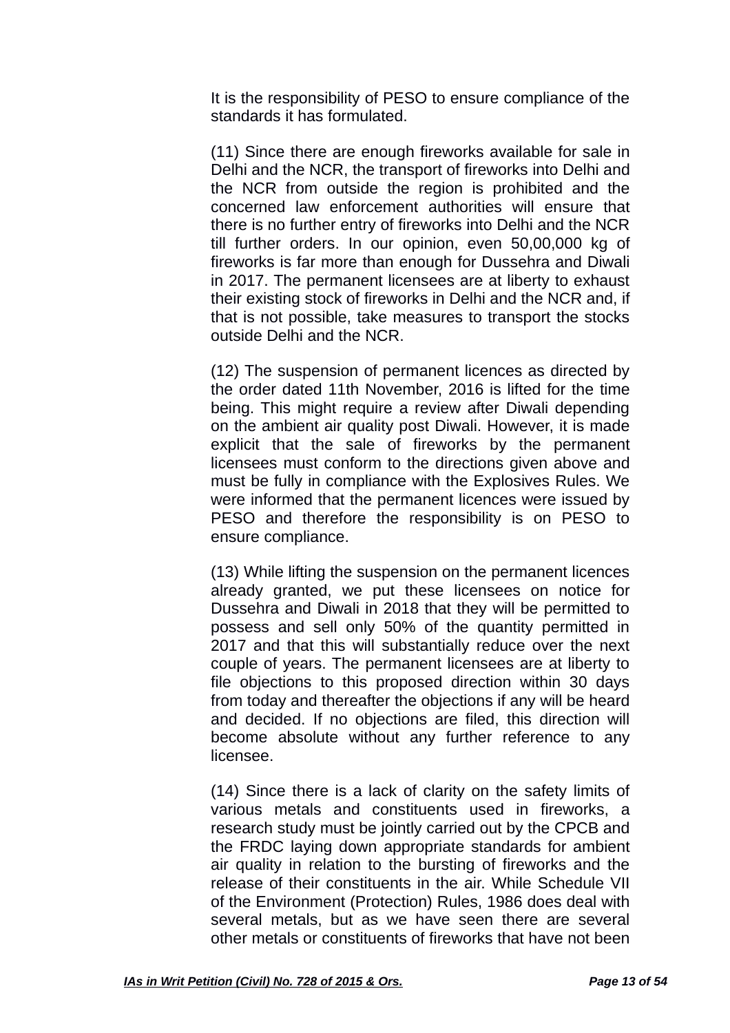It is the responsibility of PESO to ensure compliance of the standards it has formulated.

(11) Since there are enough fireworks available for sale in Delhi and the NCR, the transport of fireworks into Delhi and the NCR from outside the region is prohibited and the concerned law enforcement authorities will ensure that there is no further entry of fireworks into Delhi and the NCR till further orders. In our opinion, even 50,00,000 kg of fireworks is far more than enough for Dussehra and Diwali in 2017. The permanent licensees are at liberty to exhaust their existing stock of fireworks in Delhi and the NCR and, if that is not possible, take measures to transport the stocks outside Delhi and the NCR.

(12) The suspension of permanent licences as directed by the order dated 11th November, 2016 is lifted for the time being. This might require a review after Diwali depending on the ambient air quality post Diwali. However, it is made explicit that the sale of fireworks by the permanent licensees must conform to the directions given above and must be fully in compliance with the Explosives Rules. We were informed that the permanent licences were issued by PESO and therefore the responsibility is on PESO to ensure compliance.

(13) While lifting the suspension on the permanent licences already granted, we put these licensees on notice for Dussehra and Diwali in 2018 that they will be permitted to possess and sell only 50% of the quantity permitted in 2017 and that this will substantially reduce over the next couple of years. The permanent licensees are at liberty to file objections to this proposed direction within 30 days from today and thereafter the objections if any will be heard and decided. If no objections are filed, this direction will become absolute without any further reference to any licensee.

(14) Since there is a lack of clarity on the safety limits of various metals and constituents used in fireworks, a research study must be jointly carried out by the CPCB and the FRDC laying down appropriate standards for ambient air quality in relation to the bursting of fireworks and the release of their constituents in the air. While Schedule VII of the Environment (Protection) Rules, 1986 does deal with several metals, but as we have seen there are several other metals or constituents of fireworks that have not been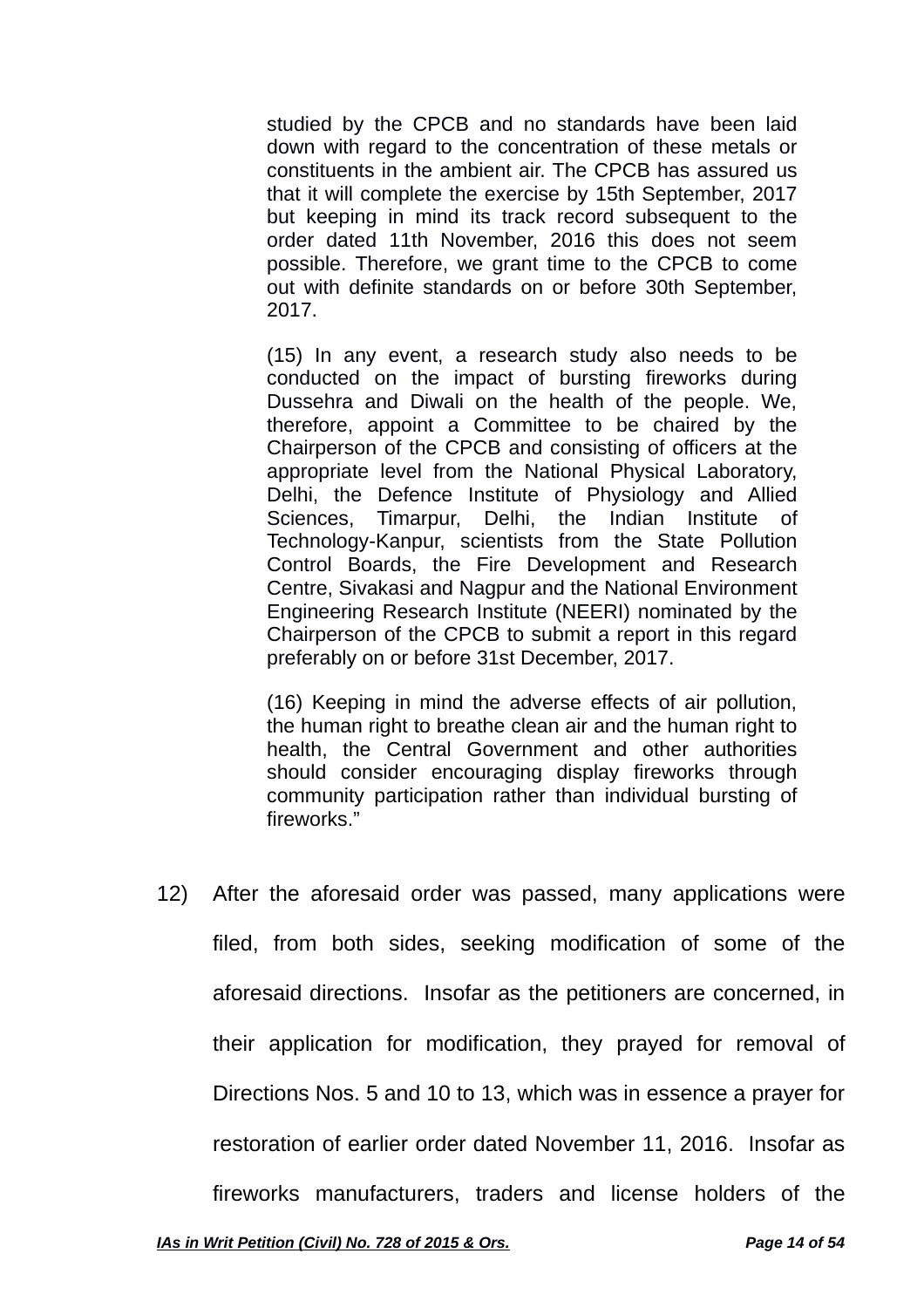> studied by the CPCB and no standards have been laid down with regard to the concentration of these metals or constituents in the ambient air. The CPCB has assured us that it will complete the exercise by 15th September, 2017 but keeping in mind its track record subsequent to the order dated 11th November, 2016 this does not seem possible. Therefore, we grant time to the CPCB to come out with definite standards on or before 30th September, 2017.
>
> (15) In any event, a research study also needs to be conducted on the impact of bursting fireworks during Dussehra and Diwali on the health of the people. We, therefore, appoint a Committee to be chaired by the Chairperson of the CPCB and consisting of officers at the appropriate level from the National Physical Laboratory, Delhi, the Defence Institute of Physiology and Allied Sciences, Timarpur, Delhi, the Indian Institute of Technology-Kanpur, scientists from the State Pollution Control Boards, the Fire Development and Research Centre, Sivakasi and Nagpur and the National Environment Engineering Research Institute (NEERI) nominated by the Chairperson of the CPCB to submit a report in this regard preferably on or before 31st December, 2017.
>
> (16) Keeping in mind the adverse effects of air pollution, the human right to breathe clean air and the human right to health, the Central Government and other authorities should consider encouraging display fireworks through community participation rather than individual bursting of fireworks."

12) After the aforesaid order was passed, many applications were filed, from both sides, seeking modification of some of the aforesaid directions. Insofar as the petitioners are concerned, in their application for modification, they prayed for removal of Directions Nos. 5 and 10 to 13, which was in essence a prayer for restoration of earlier order dated November 11, 2016. Insofar as fireworks manufacturers, traders and license holders of the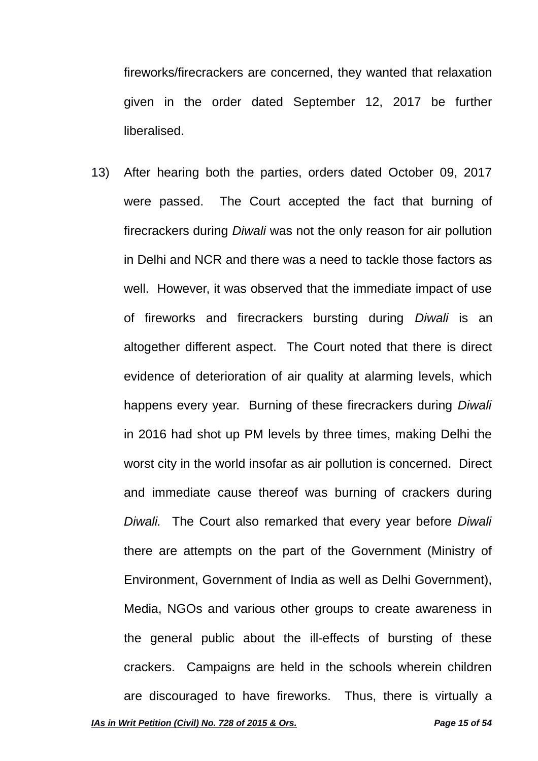fireworks/firecrackers are concerned, they wanted that relaxation given in the order dated September 12, 2017 be further liberalised.

13) After hearing both the parties, orders dated October 09, 2017 were passed. The Court accepted the fact that burning of firecrackers during *Diwali* was not the only reason for air pollution in Delhi and NCR and there was a need to tackle those factors as well. However, it was observed that the immediate impact of use of fireworks and firecrackers bursting during *Diwali* is an altogether different aspect. The Court noted that there is direct evidence of deterioration of air quality at alarming levels, which happens every year. Burning of these firecrackers during *Diwali* in 2016 had shot up PM levels by three times, making Delhi the worst city in the world insofar as air pollution is concerned. Direct and immediate cause thereof was burning of crackers during *Diwali.* The Court also remarked that every year before *Diwali* there are attempts on the part of the Government (Ministry of Environment, Government of India as well as Delhi Government), Media, NGOs and various other groups to create awareness in the general public about the ill-effects of bursting of these crackers. Campaigns are held in the schools wherein children are discouraged to have fireworks. Thus, there is virtually a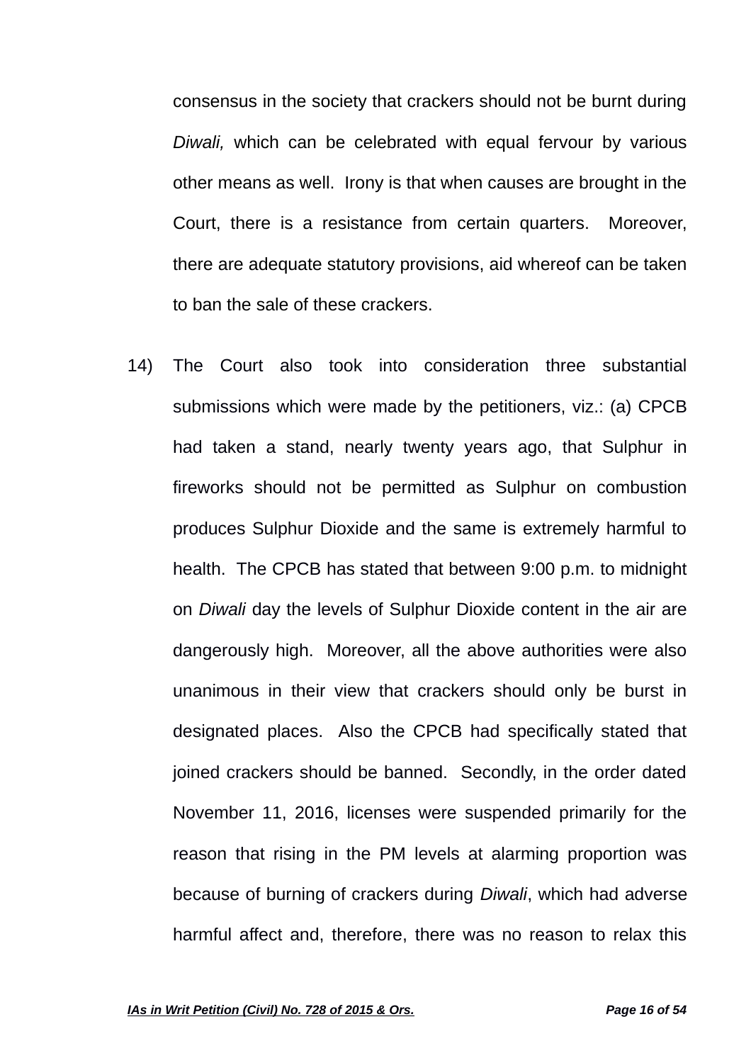consensus in the society that crackers should not be burnt during *Diwali,* which can be celebrated with equal fervour by various other means as well. Irony is that when causes are brought in the Court, there is a resistance from certain quarters. Moreover, there are adequate statutory provisions, aid whereof can be taken to ban the sale of these crackers.

14) The Court also took into consideration three substantial submissions which were made by the petitioners, viz.: (a) CPCB had taken a stand, nearly twenty years ago, that Sulphur in fireworks should not be permitted as Sulphur on combustion produces Sulphur Dioxide and the same is extremely harmful to health. The CPCB has stated that between 9:00 p.m. to midnight on *Diwali* day the levels of Sulphur Dioxide content in the air are dangerously high. Moreover, all the above authorities were also unanimous in their view that crackers should only be burst in designated places. Also the CPCB had specifically stated that joined crackers should be banned. Secondly, in the order dated November 11, 2016, licenses were suspended primarily for the reason that rising in the PM levels at alarming proportion was because of burning of crackers during *Diwali*, which had adverse harmful affect and, therefore, there was no reason to relax this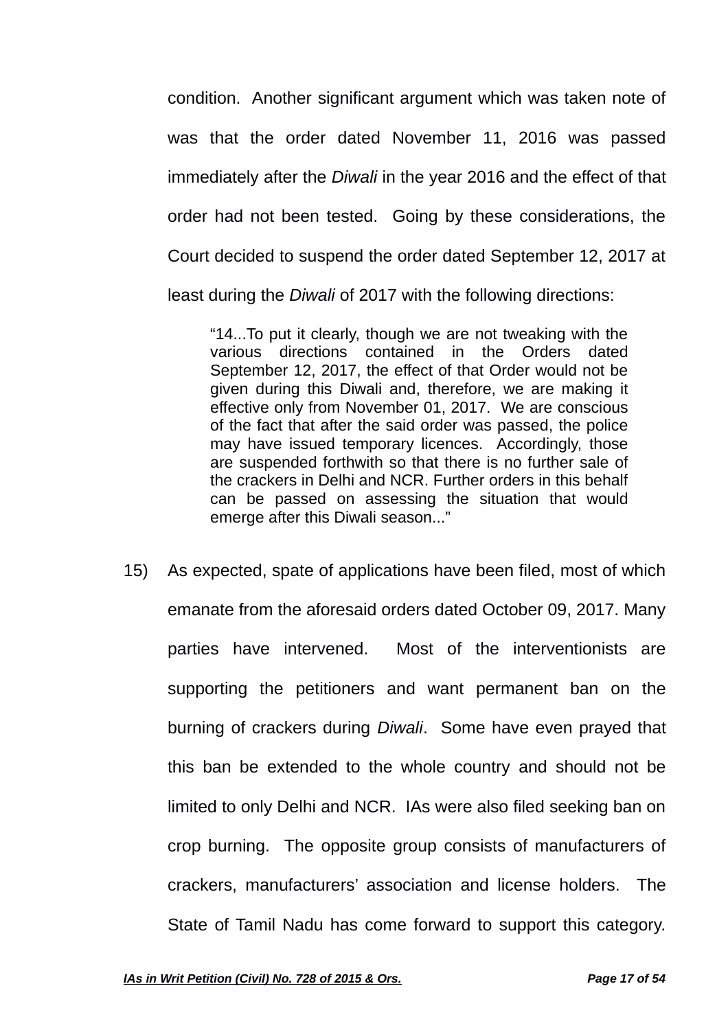condition. Another significant argument which was taken note of was that the order dated November 11, 2016 was passed immediately after the *Diwali* in the year 2016 and the effect of that order had not been tested. Going by these considerations, the Court decided to suspend the order dated September 12, 2017 at least during the *Diwali* of 2017 with the following directions:

> "14...To put it clearly, though we are not tweaking with the various directions contained in the Orders dated September 12, 2017, the effect of that Order would not be given during this Diwali and, therefore, we are making it effective only from November 01, 2017. We are conscious of the fact that after the said order was passed, the police may have issued temporary licences. Accordingly, those are suspended forthwith so that there is no further sale of the crackers in Delhi and NCR. Further orders in this behalf can be passed on assessing the situation that would emerge after this Diwali season..."

15) As expected, spate of applications have been filed, most of which emanate from the aforesaid orders dated October 09, 2017. Many parties have intervened. Most of the interventionists are supporting the petitioners and want permanent ban on the burning of crackers during *Diwali*. Some have even prayed that this ban be extended to the whole country and should not be limited to only Delhi and NCR. IAs were also filed seeking ban on crop burning. The opposite group consists of manufacturers of crackers, manufacturers' association and license holders. The State of Tamil Nadu has come forward to support this category.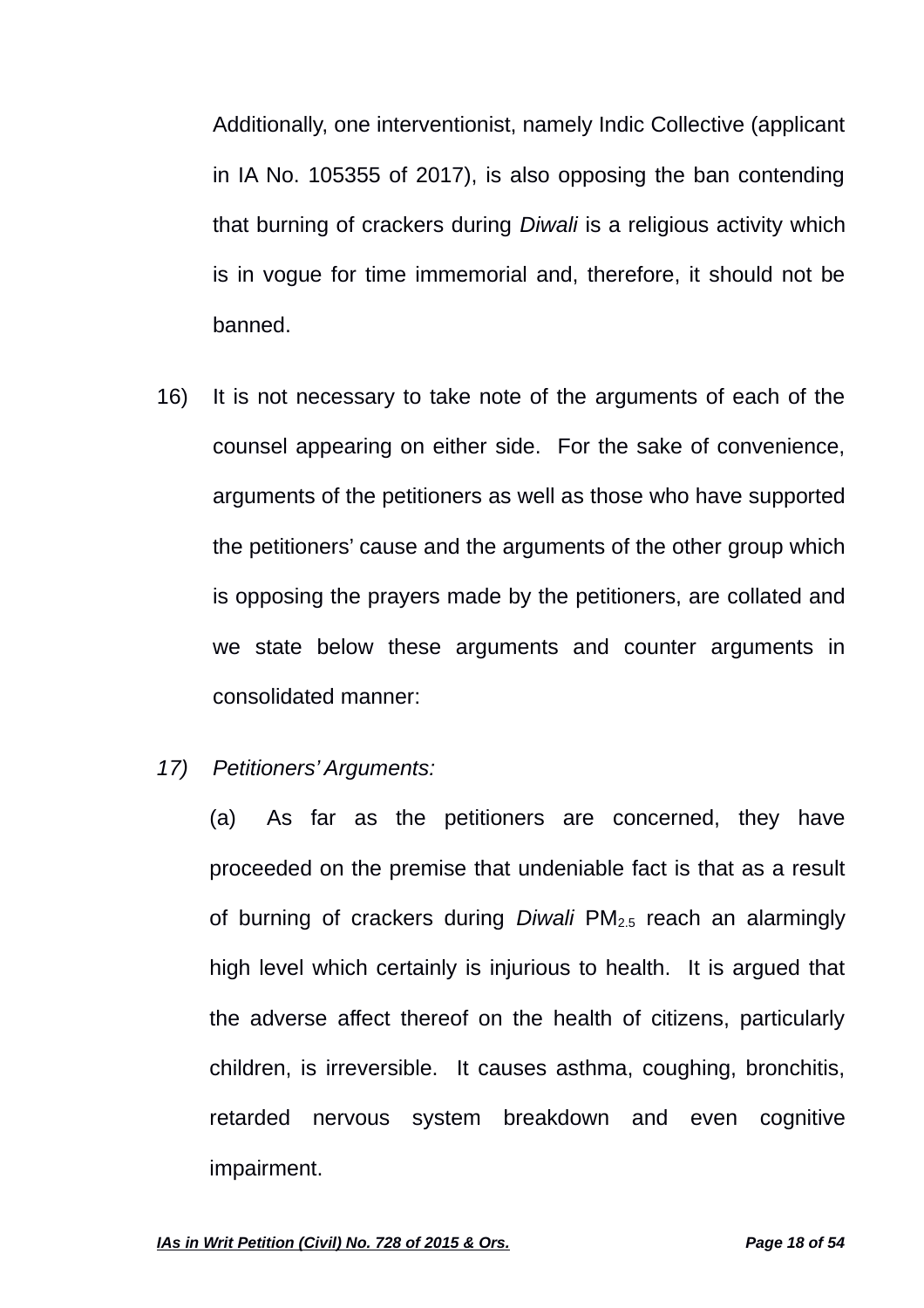Additionally, one interventionist, namely Indic Collective (applicant in IA No. 105355 of 2017), is also opposing the ban contending that burning of crackers during *Diwali* is a religious activity which is in vogue for time immemorial and, therefore, it should not be banned.

16) It is not necessary to take note of the arguments of each of the counsel appearing on either side. For the sake of convenience, arguments of the petitioners as well as those who have supported the petitioners' cause and the arguments of the other group which is opposing the prayers made by the petitioners, are collated and we state below these arguments and counter arguments in consolidated manner:

17) *Petitioners' Arguments:*

(a) As far as the petitioners are concerned, they have proceeded on the premise that undeniable fact is that as a result of burning of crackers during *Diwali* $PM_{2.5}$ reach an alarmingly high level which certainly is injurious to health. It is argued that the adverse affect thereof on the health of citizens, particularly children, is irreversible. It causes asthma, coughing, bronchitis, retarded nervous system breakdown and even cognitive impairment.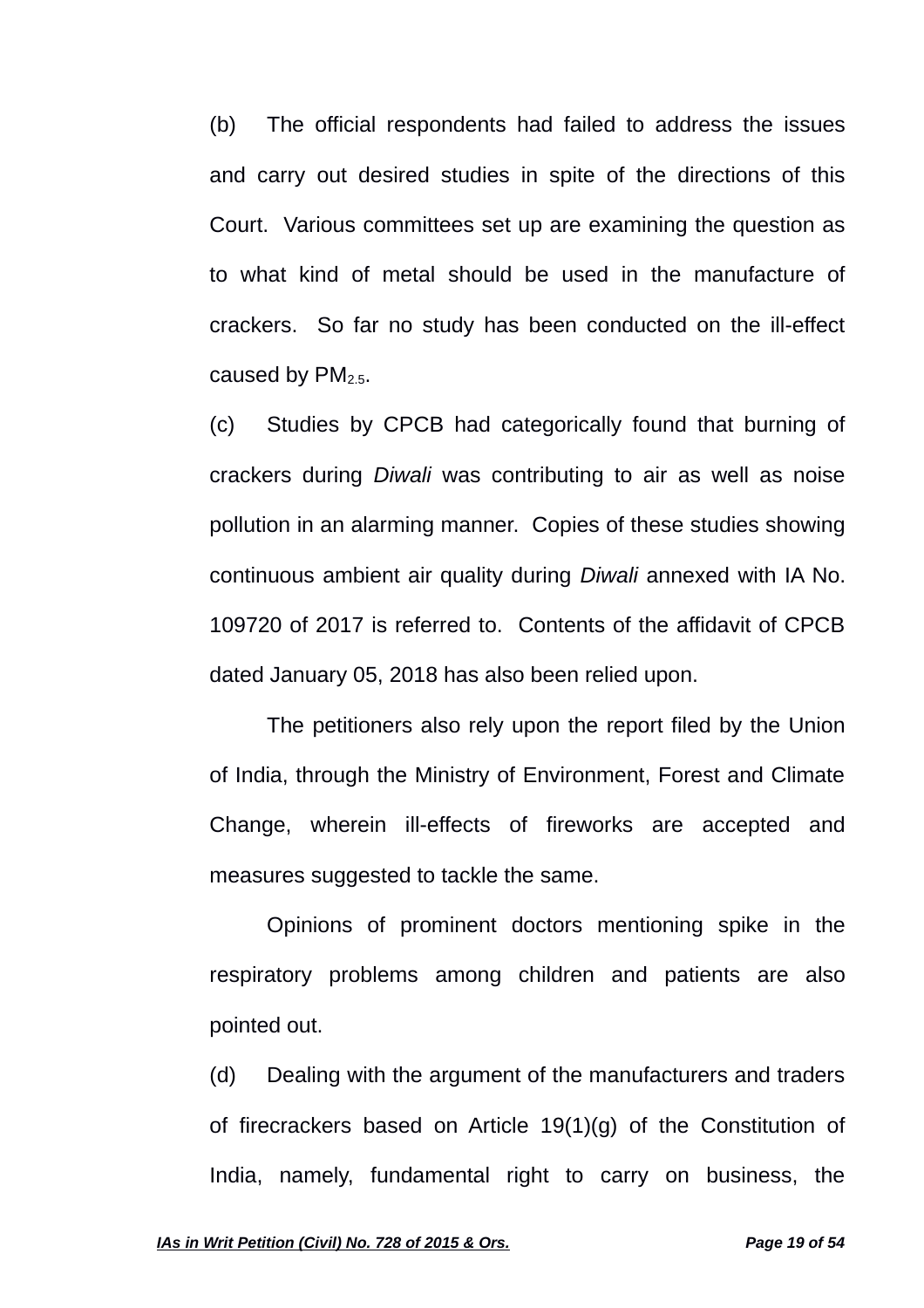(b) The official respondents had failed to address the issues and carry out desired studies in spite of the directions of this Court. Various committees set up are examining the question as to what kind of metal should be used in the manufacture of crackers. So far no study has been conducted on the ill-effect caused by $PM_{2.5}$.

(c) Studies by CPCB had categorically found that burning of crackers during *Diwali* was contributing to air as well as noise pollution in an alarming manner. Copies of these studies showing continuous ambient air quality during *Diwali* annexed with IA No. 109720 of 2017 is referred to. Contents of the affidavit of CPCB dated January 05, 2018 has also been relied upon.

The petitioners also rely upon the report filed by the Union of India, through the Ministry of Environment, Forest and Climate Change, wherein ill-effects of fireworks are accepted and measures suggested to tackle the same.

Opinions of prominent doctors mentioning spike in the respiratory problems among children and patients are also pointed out.

(d) Dealing with the argument of the manufacturers and traders of firecrackers based on Article 19(1)(g) of the Constitution of India, namely, fundamental right to carry on business, the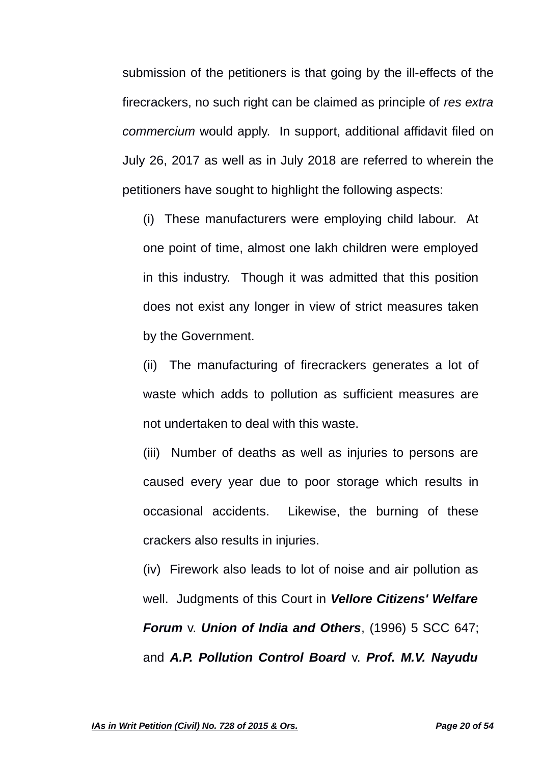submission of the petitioners is that going by the ill-effects of the firecrackers, no such right can be claimed as principle of *res extra commercium* would apply. In support, additional affidavit filed on July 26, 2017 as well as in July 2018 are referred to wherein the petitioners have sought to highlight the following aspects:

(i) These manufacturers were employing child labour. At one point of time, almost one lakh children were employed in this industry. Though it was admitted that this position does not exist any longer in view of strict measures taken by the Government.

(ii) The manufacturing of firecrackers generates a lot of waste which adds to pollution as sufficient measures are not undertaken to deal with this waste.

(iii) Number of deaths as well as injuries to persons are caused every year due to poor storage which results in occasional accidents. Likewise, the burning of these crackers also results in injuries.

(iv) Firework also leads to lot of noise and air pollution as well. Judgments of this Court in ***Vellore Citizens' Welfare Forum*** v. ***Union of India and Others***, (1996) 5 SCC 647; and ***A.P. Pollution Control Board*** v. ***Prof. M.V. Nayudu***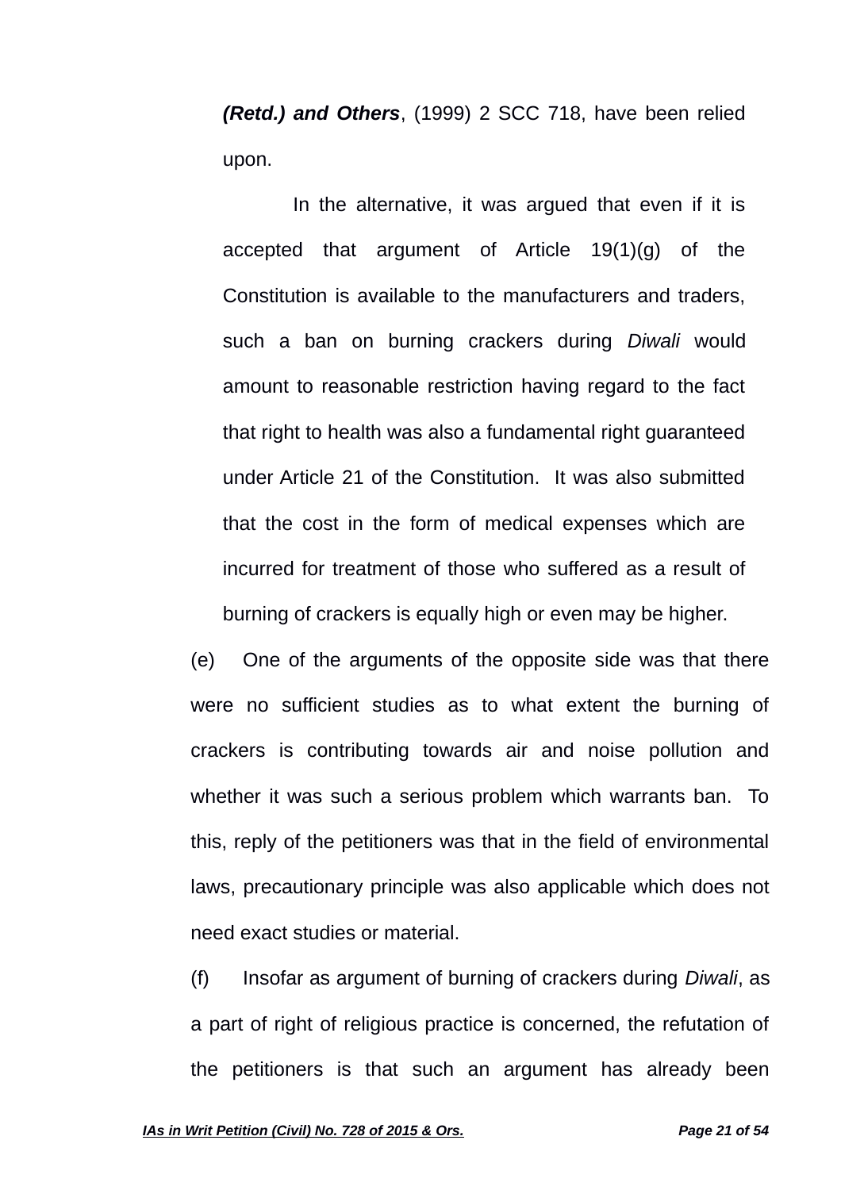***(Retd.) and Others***, (1999) 2 SCC 718, have been relied upon.

In the alternative, it was argued that even if it is accepted that argument of Article 19(1)(g) of the Constitution is available to the manufacturers and traders, such a ban on burning crackers during *Diwali* would amount to reasonable restriction having regard to the fact that right to health was also a fundamental right guaranteed under Article 21 of the Constitution. It was also submitted that the cost in the form of medical expenses which are incurred for treatment of those who suffered as a result of burning of crackers is equally high or even may be higher.

(e) One of the arguments of the opposite side was that there were no sufficient studies as to what extent the burning of crackers is contributing towards air and noise pollution and whether it was such a serious problem which warrants ban. To this, reply of the petitioners was that in the field of environmental laws, precautionary principle was also applicable which does not need exact studies or material.

(f) Insofar as argument of burning of crackers during *Diwali*, as a part of right of religious practice is concerned, the refutation of the petitioners is that such an argument has already been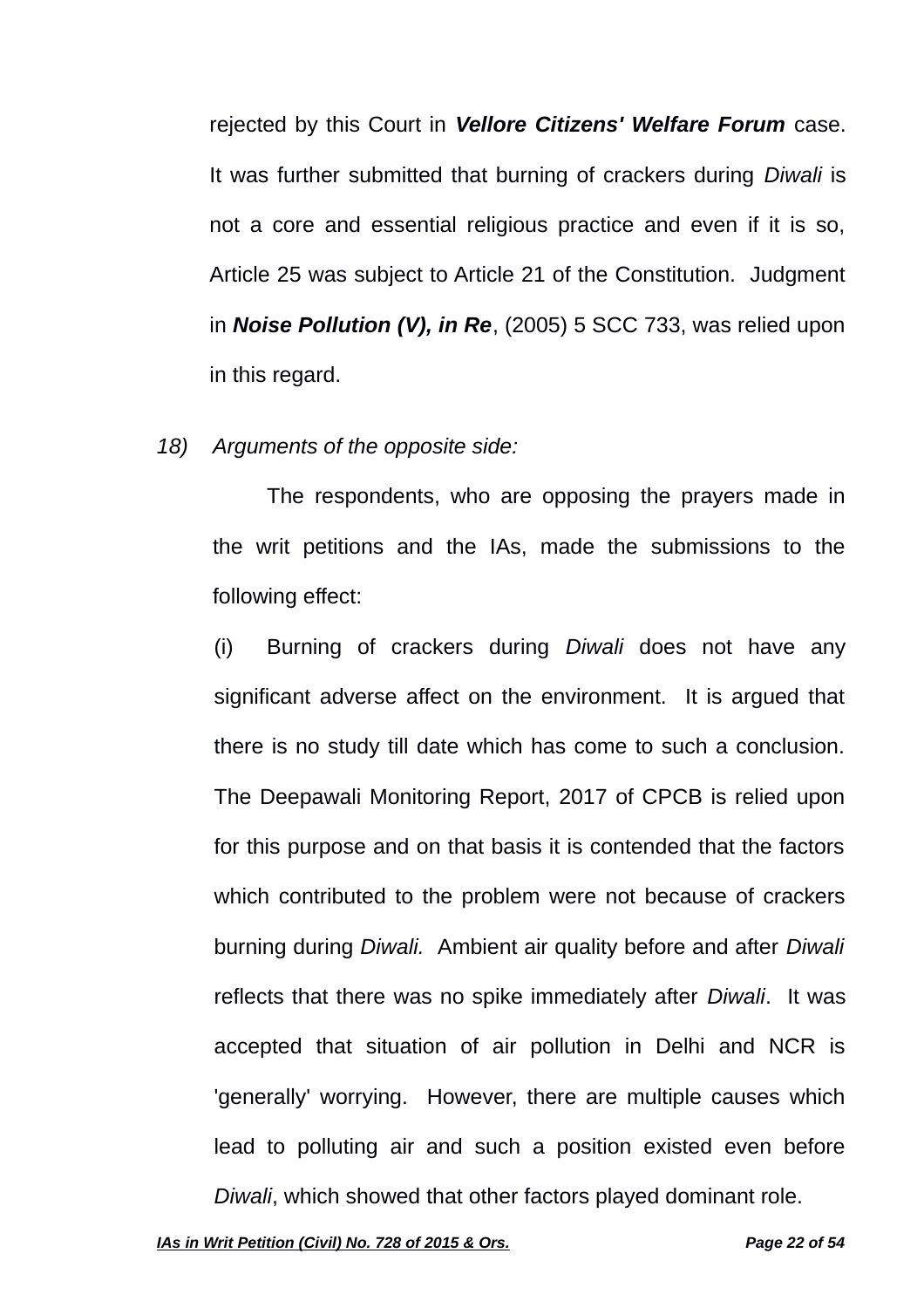rejected by this Court in ***Vellore Citizens' Welfare Forum*** case. It was further submitted that burning of crackers during *Diwali* is not a core and essential religious practice and even if it is so, Article 25 was subject to Article 21 of the Constitution. Judgment in ***Noise Pollution (V), in Re***, (2005) 5 SCC 733, was relied upon in this regard.

18) *Arguments of the opposite side:*

The respondents, who are opposing the prayers made in the writ petitions and the IAs, made the submissions to the following effect:

(i) Burning of crackers during *Diwali* does not have any significant adverse affect on the environment. It is argued that there is no study till date which has come to such a conclusion. The Deepawali Monitoring Report, 2017 of CPCB is relied upon for this purpose and on that basis it is contended that the factors which contributed to the problem were not because of crackers burning during *Diwali.* Ambient air quality before and after *Diwali* reflects that there was no spike immediately after *Diwali*. It was accepted that situation of air pollution in Delhi and NCR is 'generally' worrying. However, there are multiple causes which lead to polluting air and such a position existed even before *Diwali*, which showed that other factors played dominant role.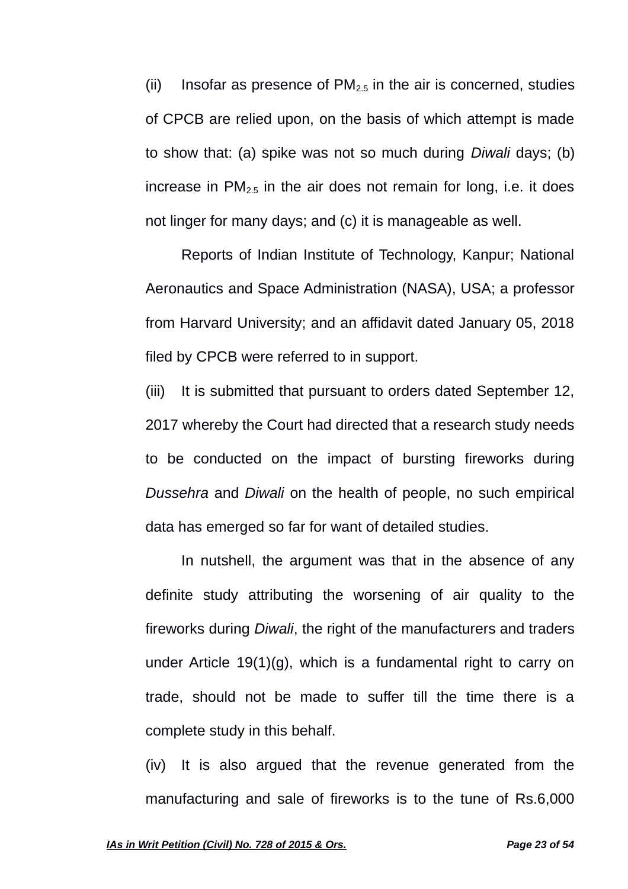(ii) Insofar as presence of $PM_{2.5}$ in the air is concerned, studies of CPCB are relied upon, on the basis of which attempt is made to show that: (a) spike was not so much during *Diwali* days; (b) increase in $PM_{2.5}$ in the air does not remain for long, i.e. it does not linger for many days; and (c) it is manageable as well.

Reports of Indian Institute of Technology, Kanpur; National Aeronautics and Space Administration (NASA), USA; a professor from Harvard University; and an affidavit dated January 05, 2018 filed by CPCB were referred to in support.

(iii) It is submitted that pursuant to orders dated September 12, 2017 whereby the Court had directed that a research study needs to be conducted on the impact of bursting fireworks during *Dussehra* and *Diwali* on the health of people, no such empirical data has emerged so far for want of detailed studies.

In nutshell, the argument was that in the absence of any definite study attributing the worsening of air quality to the fireworks during *Diwali*, the right of the manufacturers and traders under Article 19(1)(g), which is a fundamental right to carry on trade, should not be made to suffer till the time there is a complete study in this behalf.

(iv) It is also argued that the revenue generated from the manufacturing and sale of fireworks is to the tune of Rs.6,000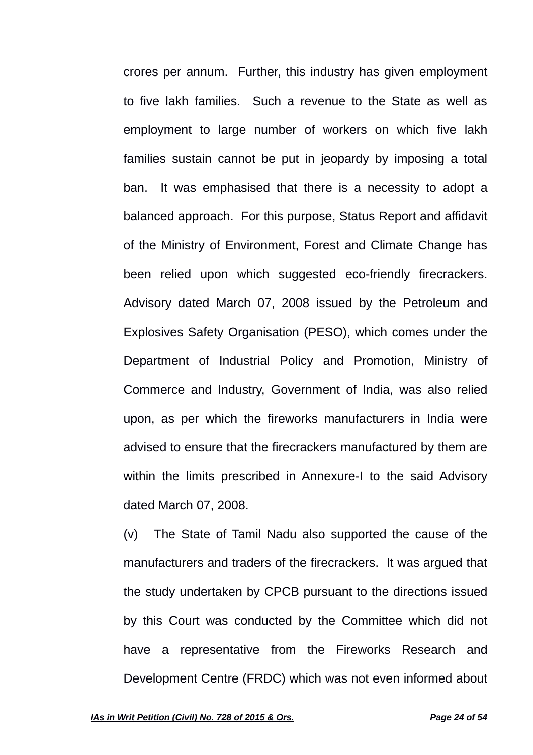crores per annum. Further, this industry has given employment to five lakh families. Such a revenue to the State as well as employment to large number of workers on which five lakh families sustain cannot be put in jeopardy by imposing a total ban. It was emphasised that there is a necessity to adopt a balanced approach. For this purpose, Status Report and affidavit of the Ministry of Environment, Forest and Climate Change has been relied upon which suggested eco-friendly firecrackers. Advisory dated March 07, 2008 issued by the Petroleum and Explosives Safety Organisation (PESO), which comes under the Department of Industrial Policy and Promotion, Ministry of Commerce and Industry, Government of India, was also relied upon, as per which the fireworks manufacturers in India were advised to ensure that the firecrackers manufactured by them are within the limits prescribed in Annexure-I to the said Advisory dated March 07, 2008.

(v) The State of Tamil Nadu also supported the cause of the manufacturers and traders of the firecrackers. It was argued that the study undertaken by CPCB pursuant to the directions issued by this Court was conducted by the Committee which did not have a representative from the Fireworks Research and Development Centre (FRDC) which was not even informed about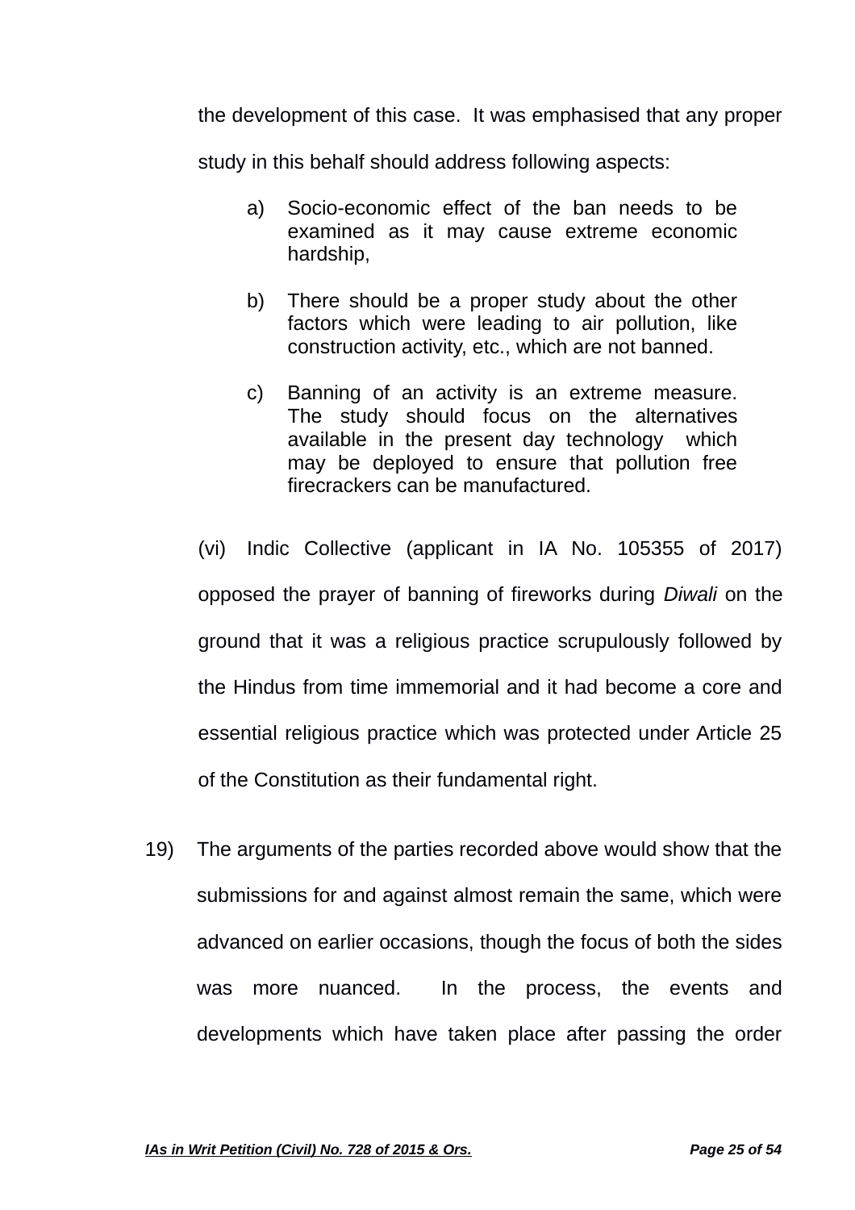the development of this case. It was emphasised that any proper study in this behalf should address following aspects:

a) Socio-economic effect of the ban needs to be examined as it may cause extreme economic hardship,

b) There should be a proper study about the other factors which were leading to air pollution, like construction activity, etc., which are not banned.

c) Banning of an activity is an extreme measure. The study should focus on the alternatives available in the present day technology which may be deployed to ensure that pollution free firecrackers can be manufactured.

(vi) Indic Collective (applicant in IA No. 105355 of 2017) opposed the prayer of banning of fireworks during *Diwali* on the ground that it was a religious practice scrupulously followed by the Hindus from time immemorial and it had become a core and essential religious practice which was protected under Article 25 of the Constitution as their fundamental right.

19) The arguments of the parties recorded above would show that the submissions for and against almost remain the same, which were advanced on earlier occasions, though the focus of both the sides was more nuanced. In the process, the events and developments which have taken place after passing the order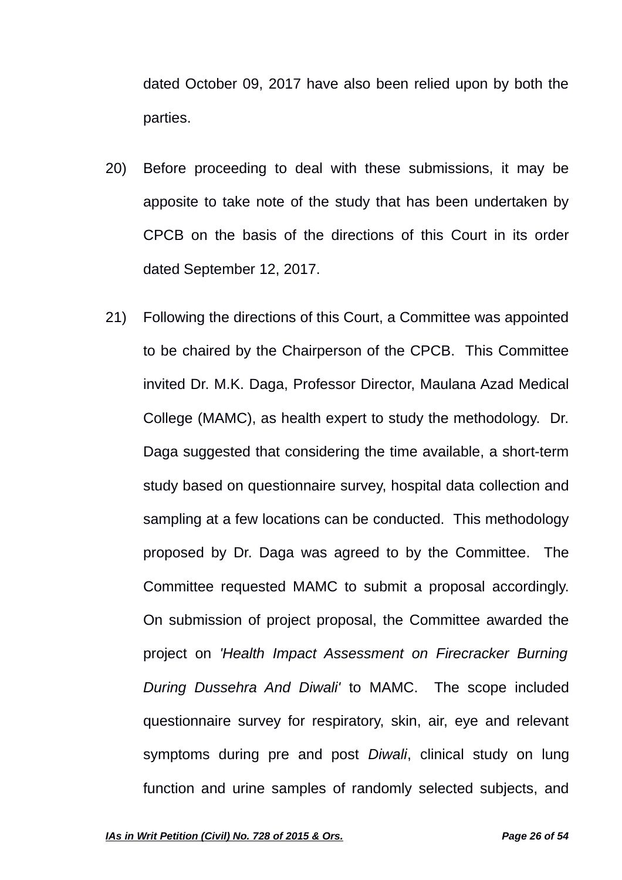dated October 09, 2017 have also been relied upon by both the parties.

20) Before proceeding to deal with these submissions, it may be apposite to take note of the study that has been undertaken by CPCB on the basis of the directions of this Court in its order dated September 12, 2017.

21) Following the directions of this Court, a Committee was appointed to be chaired by the Chairperson of the CPCB. This Committee invited Dr. M.K. Daga, Professor Director, Maulana Azad Medical College (MAMC), as health expert to study the methodology. Dr. Daga suggested that considering the time available, a short-term study based on questionnaire survey, hospital data collection and sampling at a few locations can be conducted. This methodology proposed by Dr. Daga was agreed to by the Committee. The Committee requested MAMC to submit a proposal accordingly. On submission of project proposal, the Committee awarded the project on *'Health Impact Assessment on Firecracker Burning During Dussehra And Diwali'* to MAMC. The scope included questionnaire survey for respiratory, skin, air, eye and relevant symptoms during pre and post *Diwali*, clinical study on lung function and urine samples of randomly selected subjects, and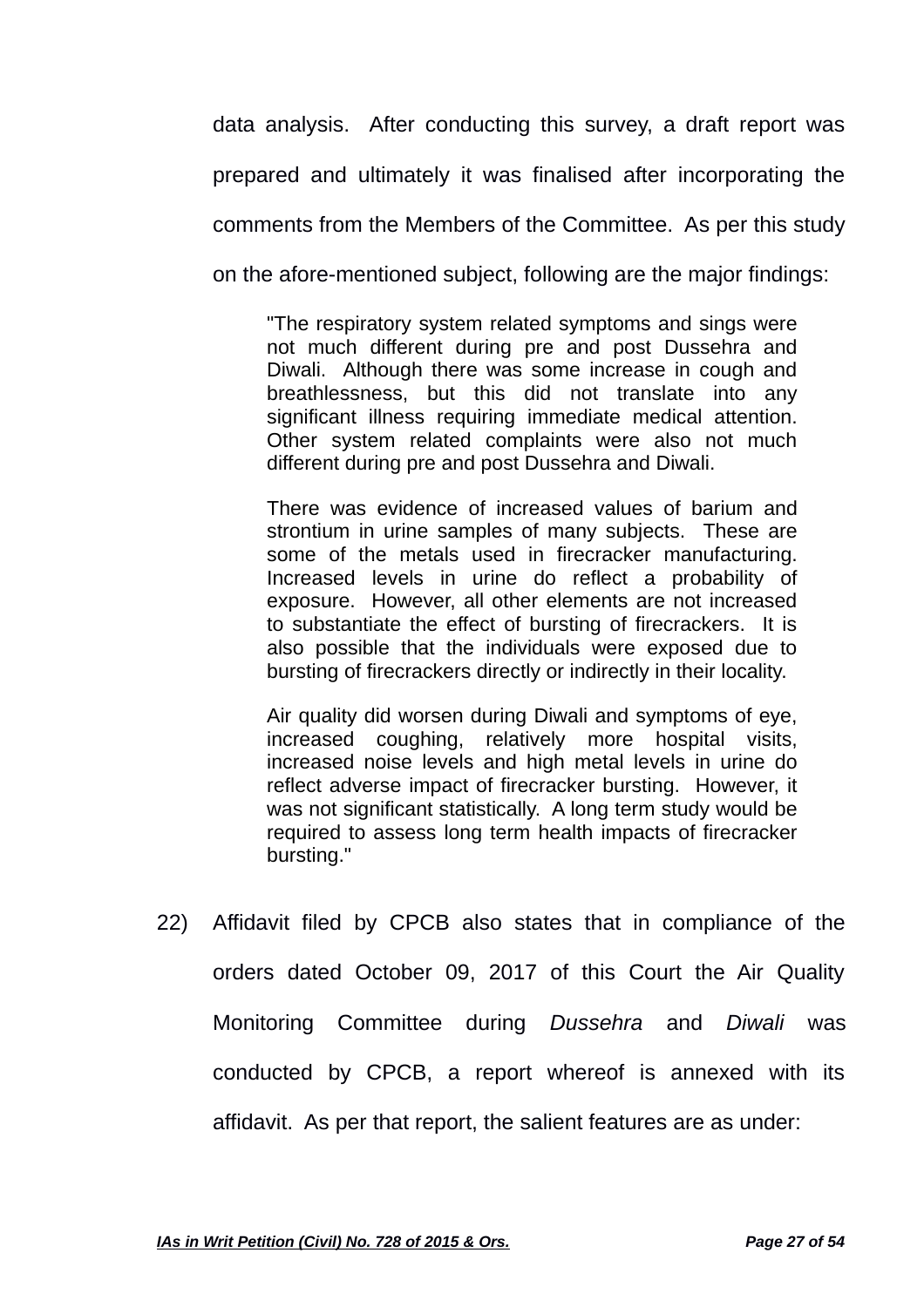data analysis. After conducting this survey, a draft report was prepared and ultimately it was finalised after incorporating the comments from the Members of the Committee. As per this study on the afore-mentioned subject, following are the major findings:

> "The respiratory system related symptoms and sings were not much different during pre and post Dussehra and Diwali. Although there was some increase in cough and breathlessness, but this did not translate into any significant illness requiring immediate medical attention. Other system related complaints were also not much different during pre and post Dussehra and Diwali.
>
> There was evidence of increased values of barium and strontium in urine samples of many subjects. These are some of the metals used in firecracker manufacturing. Increased levels in urine do reflect a probability of exposure. However, all other elements are not increased to substantiate the effect of bursting of firecrackers. It is also possible that the individuals were exposed due to bursting of firecrackers directly or indirectly in their locality.
>
> Air quality did worsen during Diwali and symptoms of eye, increased coughing, relatively more hospital visits, increased noise levels and high metal levels in urine do reflect adverse impact of firecracker bursting. However, it was not significant statistically. A long term study would be required to assess long term health impacts of firecracker bursting."

22) Affidavit filed by CPCB also states that in compliance of the orders dated October 09, 2017 of this Court the Air Quality Monitoring Committee during *Dussehra* and *Diwali* was conducted by CPCB, a report whereof is annexed with its affidavit. As per that report, the salient features are as under: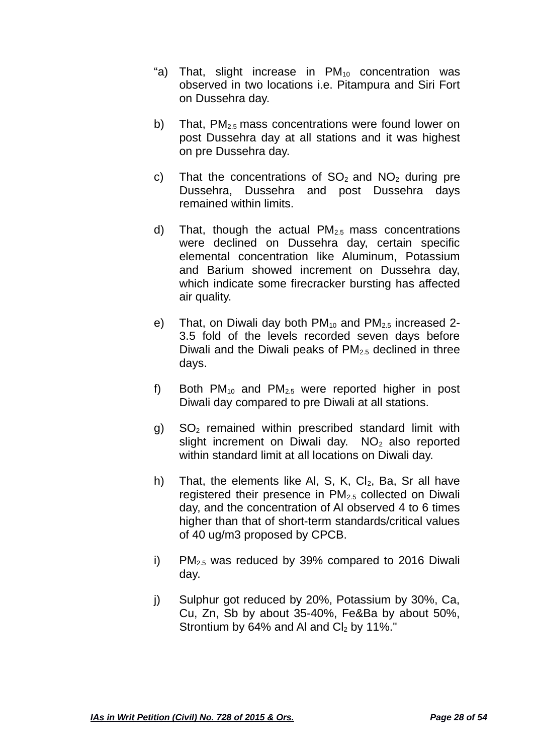“a) That, slight increase in $PM_{10}$ concentration was observed in two locations i.e. Pitampura and Siri Fort on Dussehra day.

b) That, $PM_{2.5}$ mass concentrations were found lower on post Dussehra day at all stations and it was highest on pre Dussehra day.

c) That the concentrations of $SO_2$ and $NO_2$ during pre Dussehra, Dussehra and post Dussehra days remained within limits.

d) That, though the actual $PM_{2.5}$ mass concentrations were declined on Dussehra day, certain specific elemental concentration like Aluminum, Potassium and Barium showed increment on Dussehra day, which indicate some firecracker bursting has affected air quality.

e) That, on Diwali day both $PM_{10}$ and $PM_{2.5}$ increased 2-3.5 fold of the levels recorded seven days before Diwali and the Diwali peaks of $PM_{2.5}$ declined in three days.

f) Both $PM_{10}$ and $PM_{2.5}$ were reported higher in post Diwali day compared to pre Diwali at all stations.

g) $SO_2$ remained within prescribed standard limit with slight increment on Diwali day. $NO_2$ also reported within standard limit at all locations on Diwali day.

h) That, the elements like Al, S, K, $Cl_2$, Ba, Sr all have registered their presence in $PM_{2.5}$ collected on Diwali day, and the concentration of Al observed 4 to 6 times higher than that of short-term standards/critical values of 40 ug/m3 proposed by CPCB.

i) $PM_{2.5}$ was reduced by 39% compared to 2016 Diwali day.

j) Sulphur got reduced by 20%, Potassium by 30%, Ca, Cu, Zn, Sb by about 35-40%, Fe&Ba by about 50%, Strontium by 64% and Al and $Cl_2$ by 11%."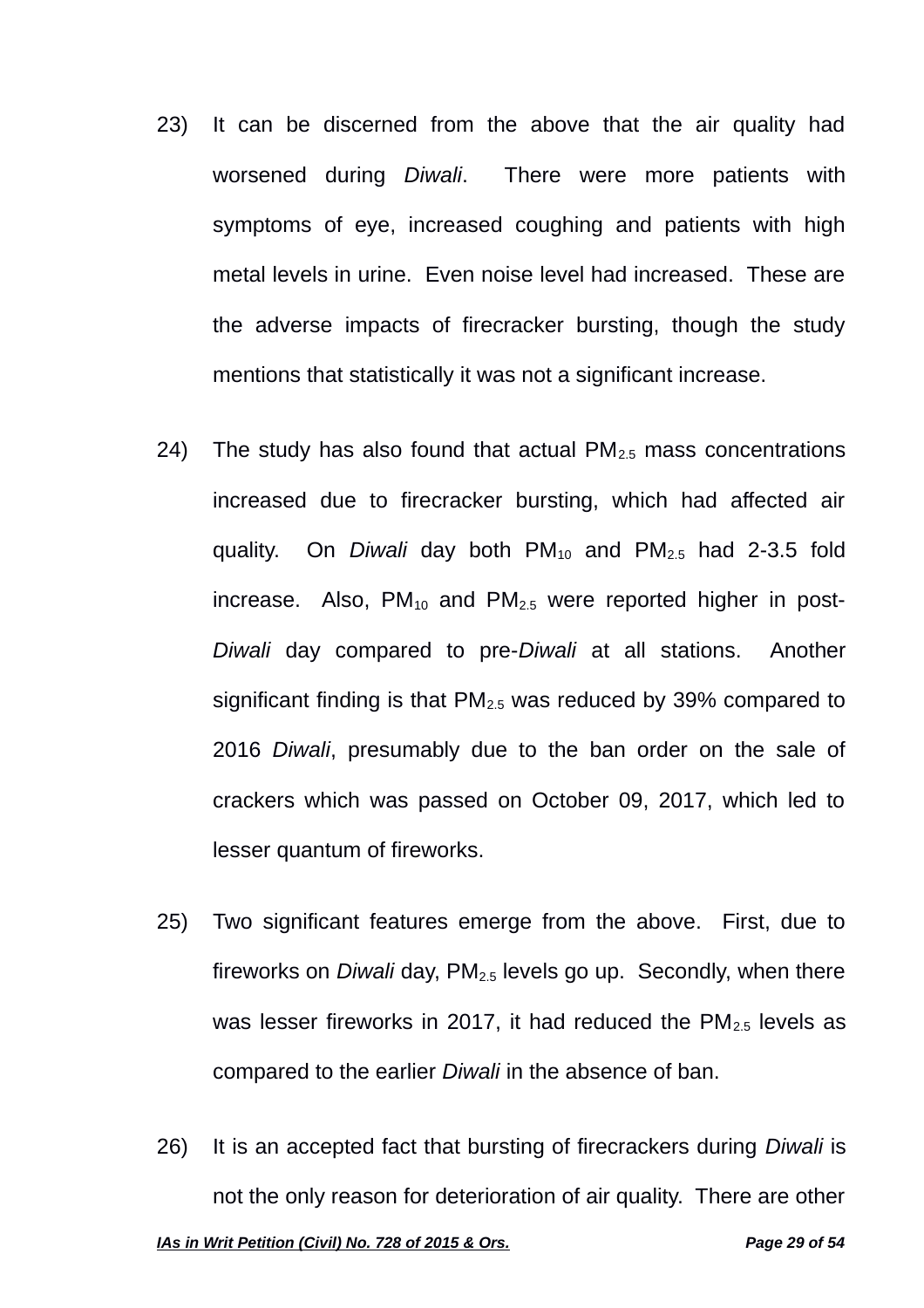23) It can be discerned from the above that the air quality had worsened during *Diwali*. There were more patients with symptoms of eye, increased coughing and patients with high metal levels in urine. Even noise level had increased. These are the adverse impacts of firecracker bursting, though the study mentions that statistically it was not a significant increase.

24) The study has also found that actual $PM_{2.5}$ mass concentrations increased due to firecracker bursting, which had affected air quality. On *Diwali* day both $PM_{10}$ and $PM_{2.5}$ had 2-3.5 fold increase. Also, $PM_{10}$ and $PM_{2.5}$ were reported higher in post-*Diwali* day compared to pre-*Diwali* at all stations. Another significant finding is that $PM_{2.5}$ was reduced by 39% compared to 2016 *Diwali*, presumably due to the ban order on the sale of crackers which was passed on October 09, 2017, which led to lesser quantum of fireworks.

25) Two significant features emerge from the above. First, due to fireworks on *Diwali* day, $PM_{2.5}$ levels go up. Secondly, when there was lesser fireworks in 2017, it had reduced the $PM_{2.5}$ levels as compared to the earlier *Diwali* in the absence of ban.

26) It is an accepted fact that bursting of firecrackers during *Diwali* is not the only reason for deterioration of air quality. There are other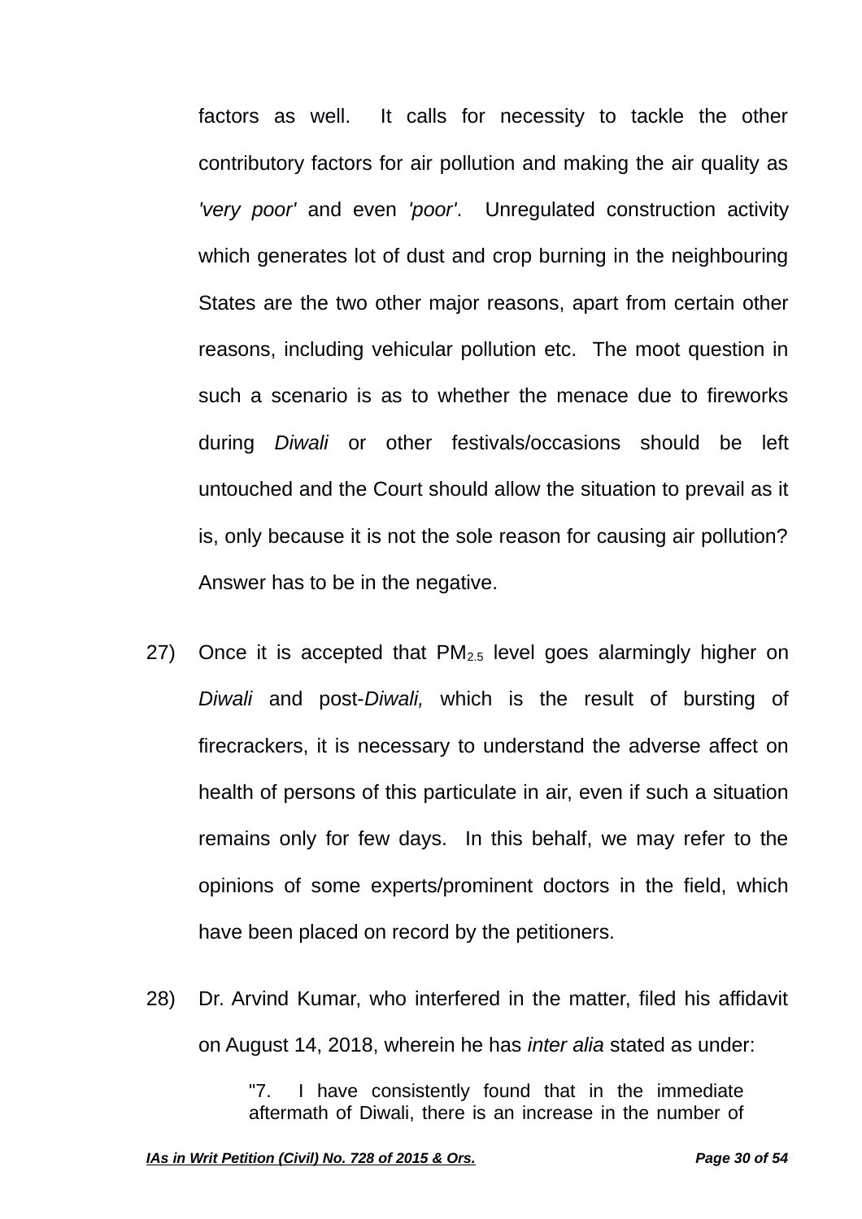factors as well. It calls for necessity to tackle the other contributory factors for air pollution and making the air quality as *'very poor'* and even *'poor'*. Unregulated construction activity which generates lot of dust and crop burning in the neighbouring States are the two other major reasons, apart from certain other reasons, including vehicular pollution etc. The moot question in such a scenario is as to whether the menace due to fireworks during *Diwali* or other festivals/occasions should be left untouched and the Court should allow the situation to prevail as it is, only because it is not the sole reason for causing air pollution? Answer has to be in the negative.

27) Once it is accepted that $PM_{2.5}$ level goes alarmingly higher on *Diwali* and post-*Diwali,* which is the result of bursting of firecrackers, it is necessary to understand the adverse affect on health of persons of this particulate in air, even if such a situation remains only for few days. In this behalf, we may refer to the opinions of some experts/prominent doctors in the field, which have been placed on record by the petitioners.

28) Dr. Arvind Kumar, who interfered in the matter, filed his affidavit on August 14, 2018, wherein he has *inter alia* stated as under:

> "7. I have consistently found that in the immediate aftermath of Diwali, there is an increase in the number of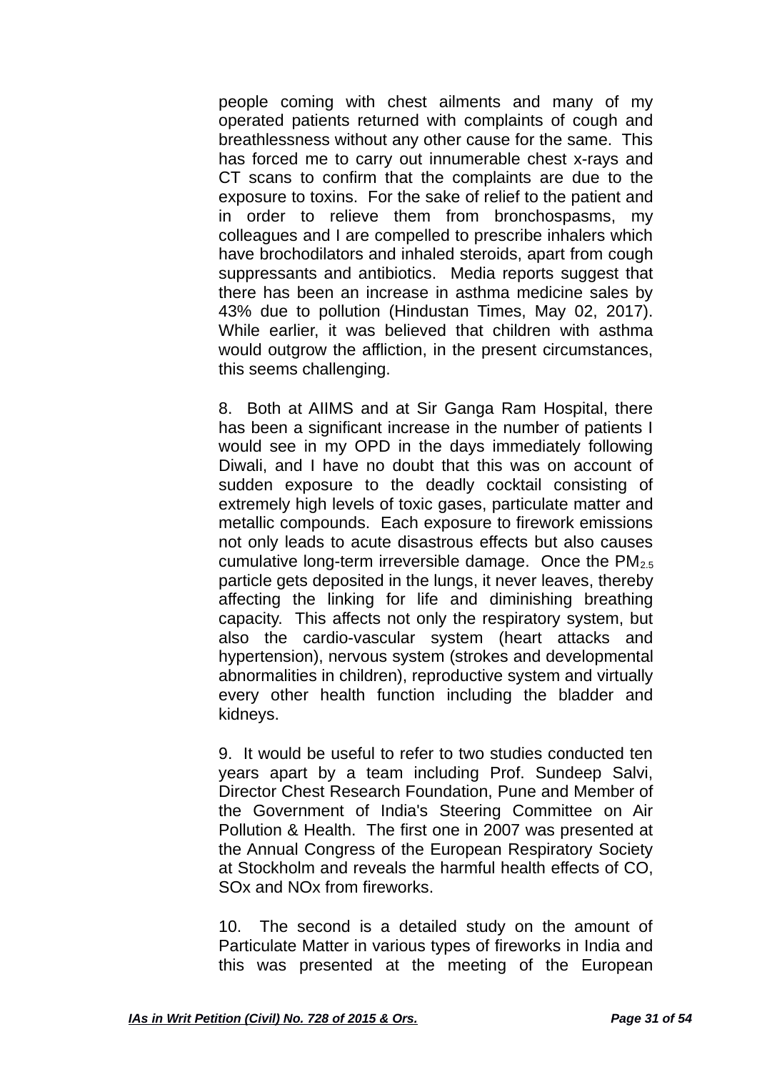people coming with chest ailments and many of my operated patients returned with complaints of cough and breathlessness without any other cause for the same. This has forced me to carry out innumerable chest x-rays and CT scans to confirm that the complaints are due to the exposure to toxins. For the sake of relief to the patient and in order to relieve them from bronchospasms, my colleagues and I are compelled to prescribe inhalers which have brochodilators and inhaled steroids, apart from cough suppressants and antibiotics. Media reports suggest that there has been an increase in asthma medicine sales by 43% due to pollution (Hindustan Times, May 02, 2017). While earlier, it was believed that children with asthma would outgrow the affliction, in the present circumstances, this seems challenging.

8. Both at AIIMS and at Sir Ganga Ram Hospital, there has been a significant increase in the number of patients I would see in my OPD in the days immediately following Diwali, and I have no doubt that this was on account of sudden exposure to the deadly cocktail consisting of extremely high levels of toxic gases, particulate matter and metallic compounds. Each exposure to firework emissions not only leads to acute disastrous effects but also causes cumulative long-term irreversible damage. Once the $PM_{2.5}$ particle gets deposited in the lungs, it never leaves, thereby affecting the linking for life and diminishing breathing capacity. This affects not only the respiratory system, but also the cardio-vascular system (heart attacks and hypertension), nervous system (strokes and developmental abnormalities in children), reproductive system and virtually every other health function including the bladder and kidneys.

9. It would be useful to refer to two studies conducted ten years apart by a team including Prof. Sundeep Salvi, Director Chest Research Foundation, Pune and Member of the Government of India's Steering Committee on Air Pollution & Health. The first one in 2007 was presented at the Annual Congress of the European Respiratory Society at Stockholm and reveals the harmful health effects of CO, SOx and NOx from fireworks.

10. The second is a detailed study on the amount of Particulate Matter in various types of fireworks in India and this was presented at the meeting of the European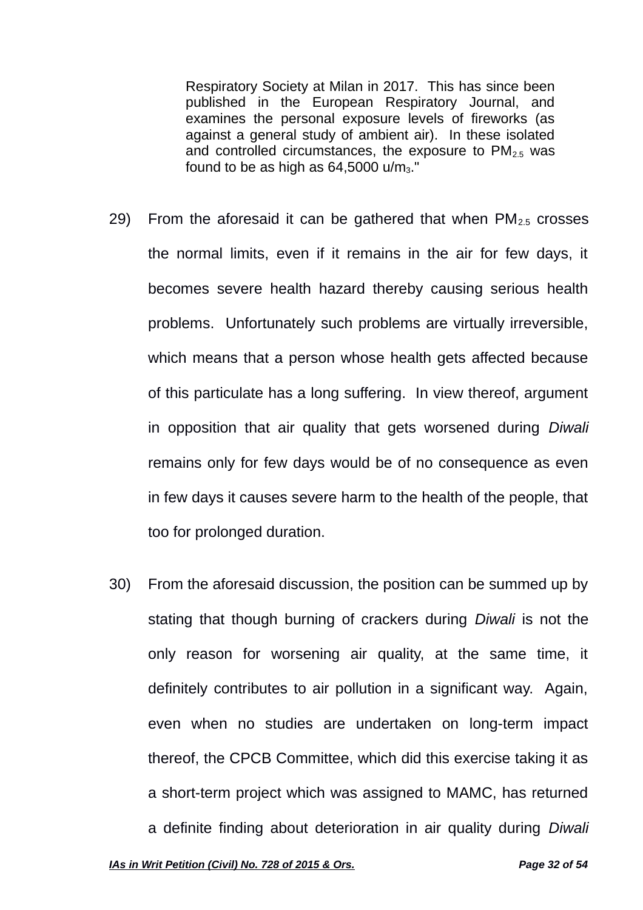> Respiratory Society at Milan in 2017. This has since been published in the European Respiratory Journal, and examines the personal exposure levels of fireworks (as against a general study of ambient air). In these isolated and controlled circumstances, the exposure to $PM_{2.5}$ was found to be as high as 64,5000 u/$m_3$."

29) From the aforesaid it can be gathered that when $PM_{2.5}$ crosses the normal limits, even if it remains in the air for few days, it becomes severe health hazard thereby causing serious health problems. Unfortunately such problems are virtually irreversible, which means that a person whose health gets affected because of this particulate has a long suffering. In view thereof, argument in opposition that air quality that gets worsened during *Diwali* remains only for few days would be of no consequence as even in few days it causes severe harm to the health of the people, that too for prolonged duration.

30) From the aforesaid discussion, the position can be summed up by stating that though burning of crackers during *Diwali* is not the only reason for worsening air quality, at the same time, it definitely contributes to air pollution in a significant way. Again, even when no studies are undertaken on long-term impact thereof, the CPCB Committee, which did this exercise taking it as a short-term project which was assigned to MAMC, has returned a definite finding about deterioration in air quality during *Diwali*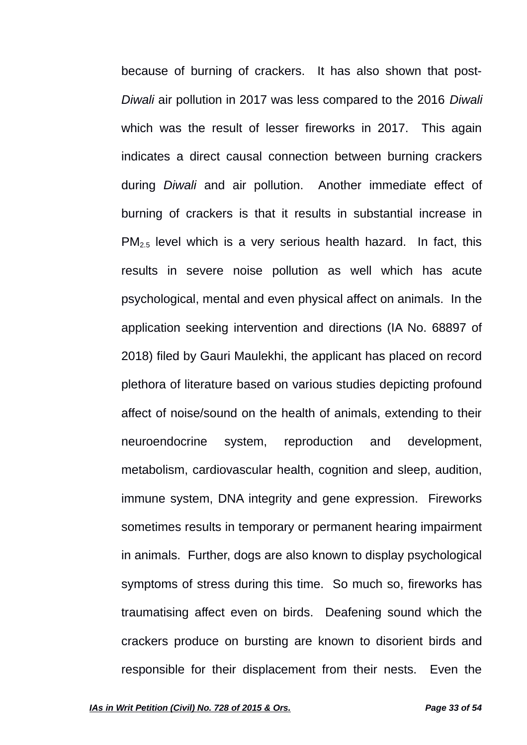because of burning of crackers. It has also shown that post-*Diwali* air pollution in 2017 was less compared to the 2016 *Diwali* which was the result of lesser fireworks in 2017. This again indicates a direct causal connection between burning crackers during *Diwali* and air pollution. Another immediate effect of burning of crackers is that it results in substantial increase in $PM_{2.5}$ level which is a very serious health hazard. In fact, this results in severe noise pollution as well which has acute psychological, mental and even physical affect on animals. In the application seeking intervention and directions (IA No. 68897 of 2018) filed by Gauri Maulekhi, the applicant has placed on record plethora of literature based on various studies depicting profound affect of noise/sound on the health of animals, extending to their neuroendocrine system, reproduction and development, metabolism, cardiovascular health, cognition and sleep, audition, immune system, DNA integrity and gene expression. Fireworks sometimes results in temporary or permanent hearing impairment in animals. Further, dogs are also known to display psychological symptoms of stress during this time. So much so, fireworks has traumatising affect even on birds. Deafening sound which the crackers produce on bursting are known to disorient birds and responsible for their displacement from their nests. Even the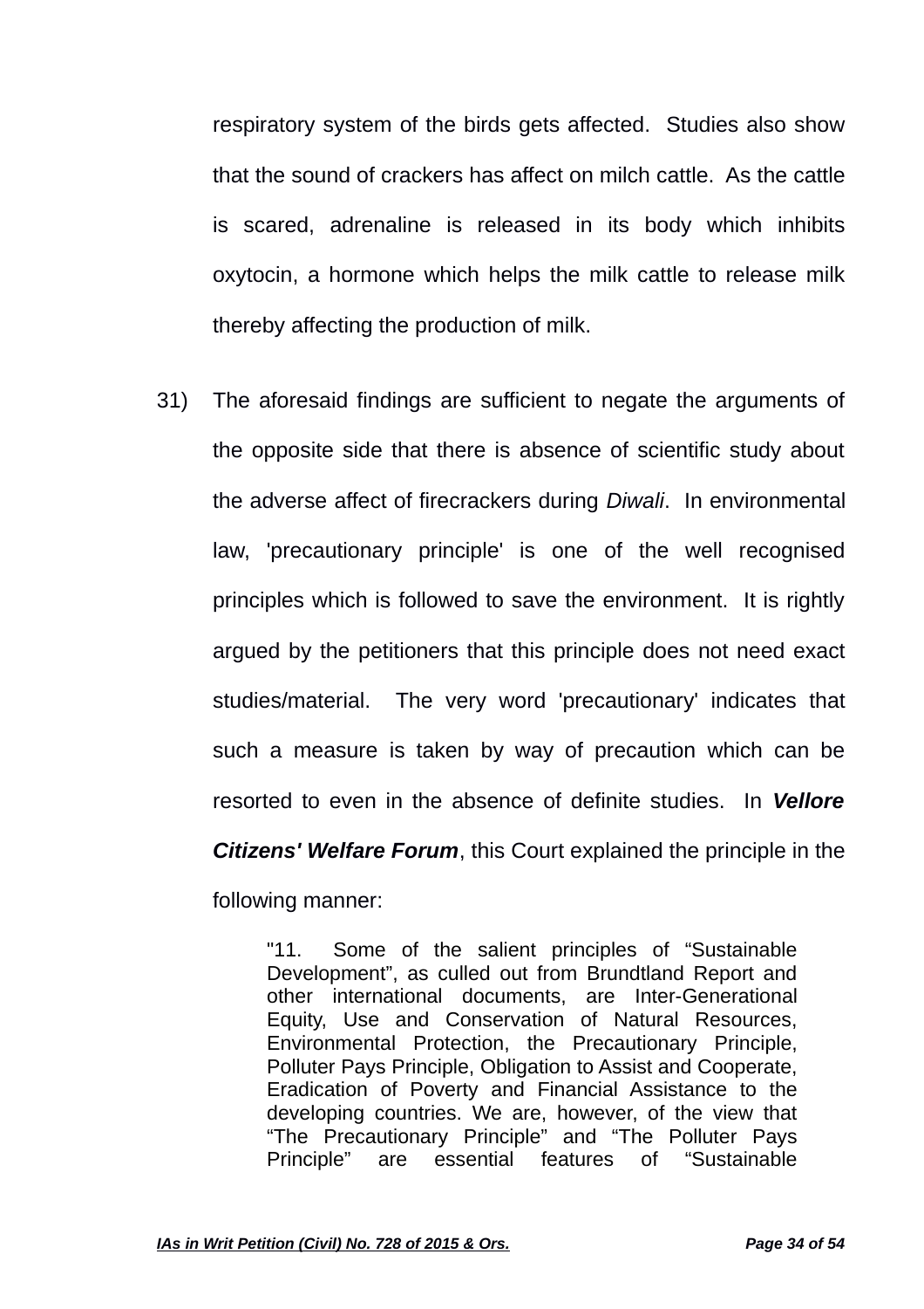respiratory system of the birds gets affected. Studies also show that the sound of crackers has affect on milch cattle. As the cattle is scared, adrenaline is released in its body which inhibits oxytocin, a hormone which helps the milk cattle to release milk thereby affecting the production of milk.

31) The aforesaid findings are sufficient to negate the arguments of the opposite side that there is absence of scientific study about the adverse affect of firecrackers during *Diwali*. In environmental law, 'precautionary principle' is one of the well recognised principles which is followed to save the environment. It is rightly argued by the petitioners that this principle does not need exact studies/material. The very word 'precautionary' indicates that such a measure is taken by way of precaution which can be resorted to even in the absence of definite studies. In ***Vellore Citizens' Welfare Forum***, this Court explained the principle in the following manner:

> "11. Some of the salient principles of "Sustainable Development", as culled out from Brundtland Report and other international documents, are Inter-Generational Equity, Use and Conservation of Natural Resources, Environmental Protection, the Precautionary Principle, Polluter Pays Principle, Obligation to Assist and Cooperate, Eradication of Poverty and Financial Assistance to the developing countries. We are, however, of the view that "The Precautionary Principle" and "The Polluter Pays Principle" are essential features of "Sustainable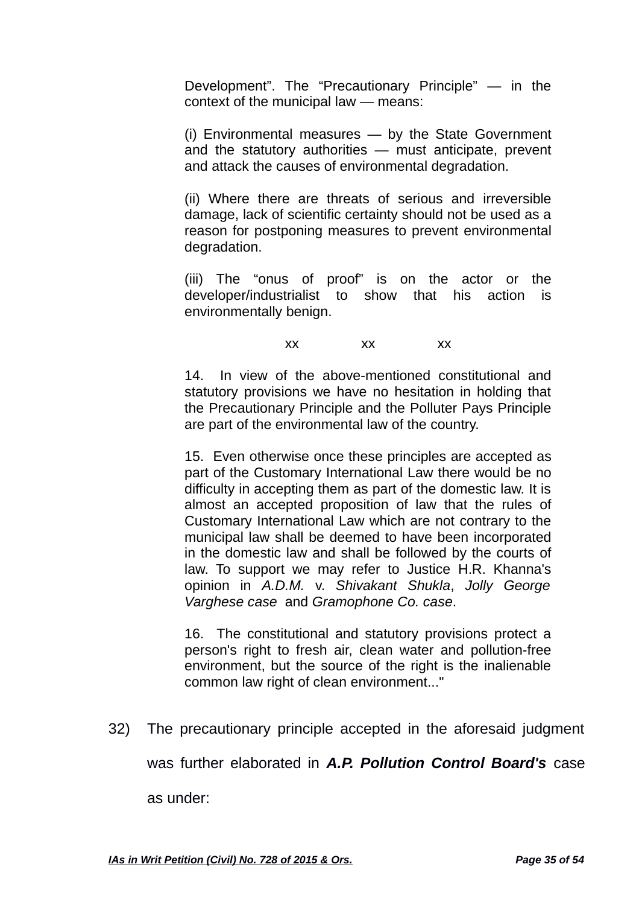> Development". The "Precautionary Principle" — in the context of the municipal law — means:
>
> (i) Environmental measures — by the State Government and the statutory authorities — must anticipate, prevent and attack the causes of environmental degradation.
>
> (ii) Where there are threats of serious and irreversible damage, lack of scientific certainty should not be used as a reason for postponing measures to prevent environmental degradation.
>
> (iii) The "onus of proof" is on the actor or the developer/industrialist to show that his action is environmentally benign.
>
> xx xx xx
>
> 14. In view of the above-mentioned constitutional and statutory provisions we have no hesitation in holding that the Precautionary Principle and the Polluter Pays Principle are part of the environmental law of the country.
>
> 15. Even otherwise once these principles are accepted as part of the Customary International Law there would be no difficulty in accepting them as part of the domestic law. It is almost an accepted proposition of law that the rules of Customary International Law which are not contrary to the municipal law shall be deemed to have been incorporated in the domestic law and shall be followed by the courts of law. To support we may refer to Justice H.R. Khanna's opinion in *A.D.M.* v. *Shivakant Shukla*, *Jolly George Varghese case* and *Gramophone Co. case*.
>
> 16. The constitutional and statutory provisions protect a person's right to fresh air, clean water and pollution-free environment, but the source of the right is the inalienable common law right of clean environment..."

32) The precautionary principle accepted in the aforesaid judgment was further elaborated in ***A.P. Pollution Control Board's*** case as under: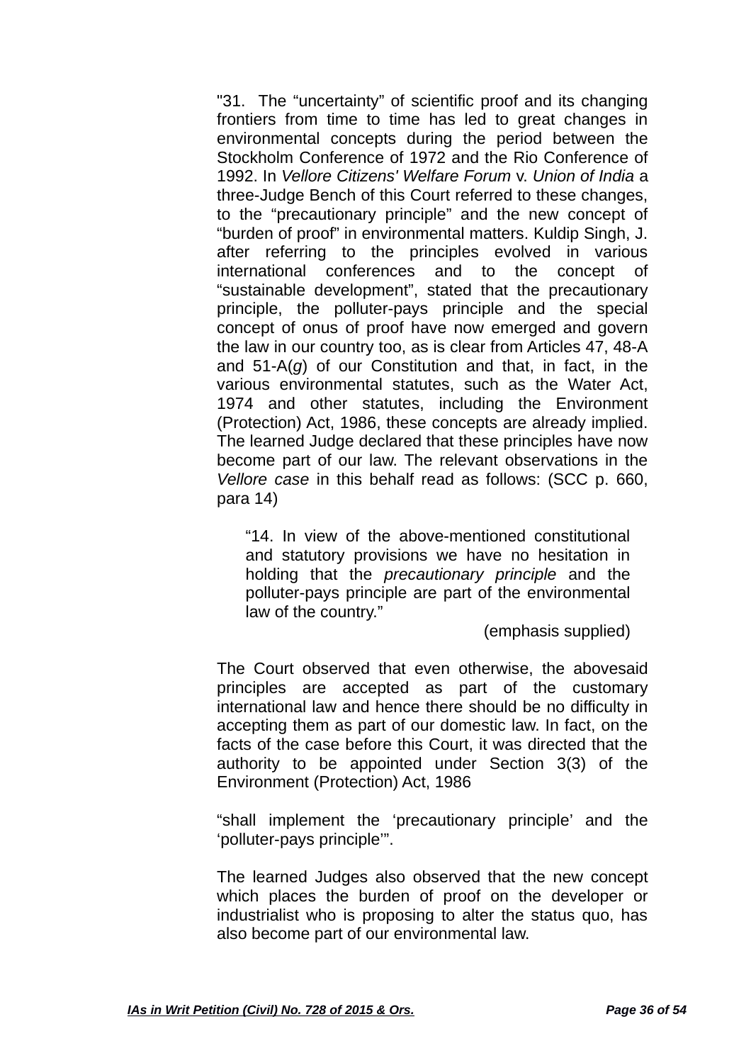"31. The "uncertainty" of scientific proof and its changing frontiers from time to time has led to great changes in environmental concepts during the period between the Stockholm Conference of 1972 and the Rio Conference of 1992. In *Vellore Citizens' Welfare Forum* v. *Union of India* a three-Judge Bench of this Court referred to these changes, to the "precautionary principle" and the new concept of "burden of proof" in environmental matters. Kuldip Singh, J. after referring to the principles evolved in various international conferences and to the concept of "sustainable development", stated that the precautionary principle, the polluter-pays principle and the special concept of onus of proof have now emerged and govern the law in our country too, as is clear from Articles 47, 48-A and 51-A(*g*) of our Constitution and that, in fact, in the various environmental statutes, such as the Water Act, 1974 and other statutes, including the Environment (Protection) Act, 1986, these concepts are already implied. The learned Judge declared that these principles have now become part of our law. The relevant observations in the *Vellore case* in this behalf read as follows: (SCC p. 660, para 14)

> "14. In view of the above-mentioned constitutional and statutory provisions we have no hesitation in holding that the *precautionary principle* and the polluter-pays principle are part of the environmental law of the country."
>
> (emphasis supplied)

The Court observed that even otherwise, the abovesaid principles are accepted as part of the customary international law and hence there should be no difficulty in accepting them as part of our domestic law. In fact, on the facts of the case before this Court, it was directed that the authority to be appointed under Section 3(3) of the Environment (Protection) Act, 1986

"shall implement the 'precautionary principle' and the 'polluter-pays principle'".

The learned Judges also observed that the new concept which places the burden of proof on the developer or industrialist who is proposing to alter the status quo, has also become part of our environmental law.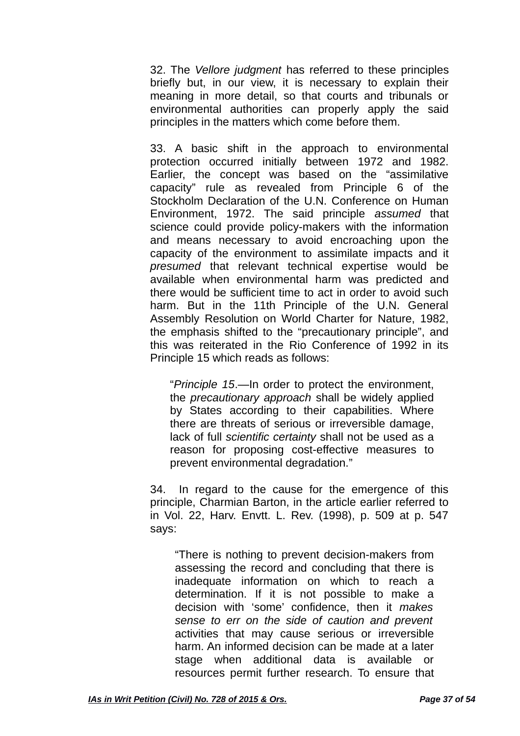32. The *Vellore judgment* has referred to these principles briefly but, in our view, it is necessary to explain their meaning in more detail, so that courts and tribunals or environmental authorities can properly apply the said principles in the matters which come before them.

33. A basic shift in the approach to environmental protection occurred initially between 1972 and 1982. Earlier, the concept was based on the "assimilative capacity" rule as revealed from Principle 6 of the Stockholm Declaration of the U.N. Conference on Human Environment, 1972. The said principle *assumed* that science could provide policy-makers with the information and means necessary to avoid encroaching upon the capacity of the environment to assimilate impacts and it *presumed* that relevant technical expertise would be available when environmental harm was predicted and there would be sufficient time to act in order to avoid such harm. But in the 11th Principle of the U.N. General Assembly Resolution on World Charter for Nature, 1982, the emphasis shifted to the "precautionary principle", and this was reiterated in the Rio Conference of 1992 in its Principle 15 which reads as follows:

> "*Principle 15*.—In order to protect the environment, the *precautionary approach* shall be widely applied by States according to their capabilities. Where there are threats of serious or irreversible damage, lack of full *scientific certainty* shall not be used as a reason for proposing cost-effective measures to prevent environmental degradation."

34. In regard to the cause for the emergence of this principle, Charmian Barton, in the article earlier referred to in Vol. 22, Harv. Envtt. L. Rev. (1998), p. 509 at p. 547 says:

> "There is nothing to prevent decision-makers from assessing the record and concluding that there is inadequate information on which to reach a determination. If it is not possible to make a decision with 'some' confidence, then it *makes sense to err on the side of caution and prevent* activities that may cause serious or irreversible harm. An informed decision can be made at a later stage when additional data is available or resources permit further research. To ensure that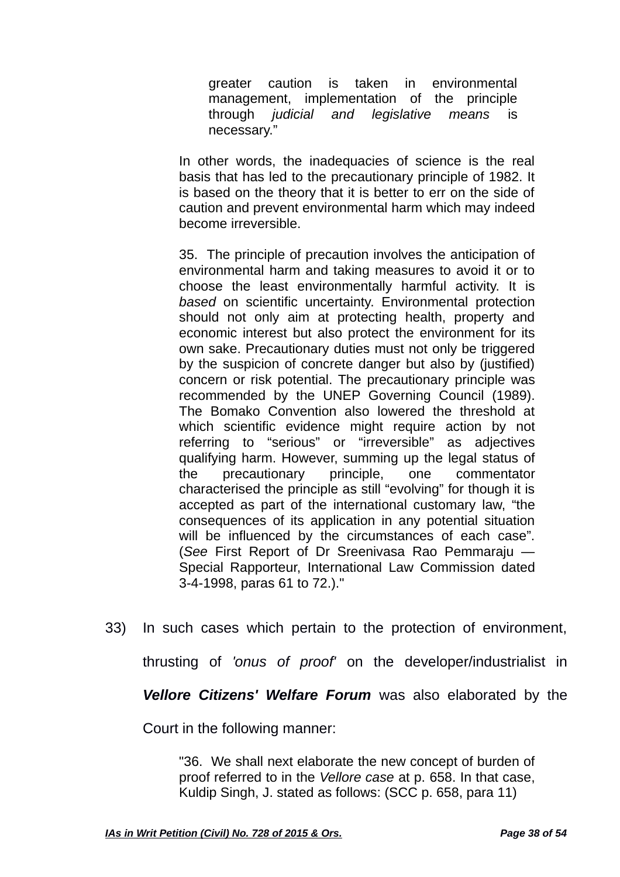> greater caution is taken in environmental management, implementation of the principle through *judicial and legislative means* is necessary."
>
> In other words, the inadequacies of science is the real basis that has led to the precautionary principle of 1982. It is based on the theory that it is better to err on the side of caution and prevent environmental harm which may indeed become irreversible.
>
> 35. The principle of precaution involves the anticipation of environmental harm and taking measures to avoid it or to choose the least environmentally harmful activity. It is *based* on scientific uncertainty. Environmental protection should not only aim at protecting health, property and economic interest but also protect the environment for its own sake. Precautionary duties must not only be triggered by the suspicion of concrete danger but also by (justified) concern or risk potential. The precautionary principle was recommended by the UNEP Governing Council (1989). The Bomako Convention also lowered the threshold at which scientific evidence might require action by not referring to "serious" or "irreversible" as adjectives qualifying harm. However, summing up the legal status of the precautionary principle, one commentator characterised the principle as still "evolving" for though it is accepted as part of the international customary law, "the consequences of its application in any potential situation will be influenced by the circumstances of each case". (*See* First Report of Dr Sreenivasa Rao Pemmaraju — Special Rapporteur, International Law Commission dated 3-4-1998, paras 61 to 72.)."

33) In such cases which pertain to the protection of environment, thrusting of *'onus of proof'* on the developer/industrialist in ***Vellore Citizens' Welfare Forum*** was also elaborated by the Court in the following manner:

> "36. We shall next elaborate the new concept of burden of proof referred to in the *Vellore case* at p. 658. In that case, Kuldip Singh, J. stated as follows: (SCC p. 658, para 11)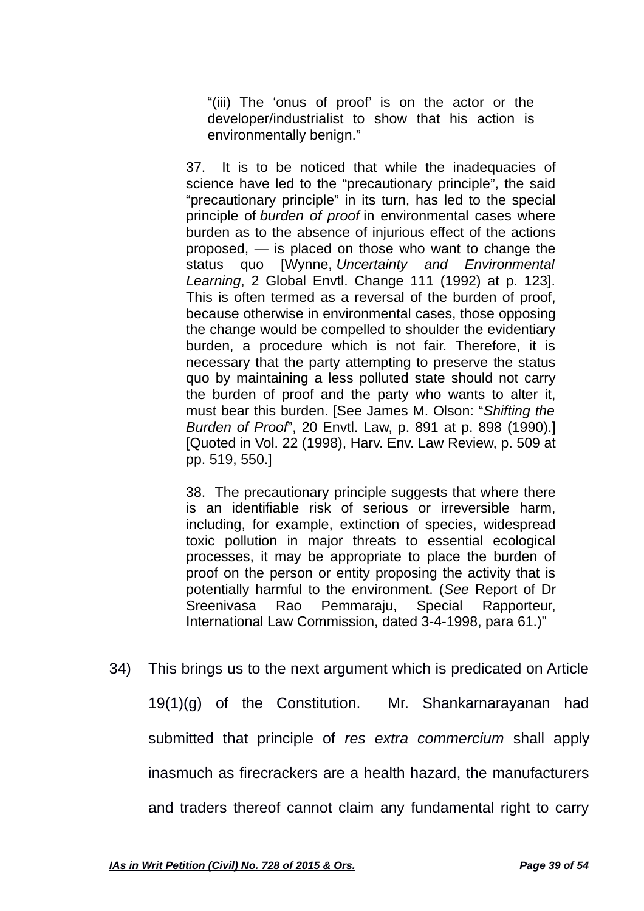> "(iii) The 'onus of proof' is on the actor or the developer/industrialist to show that his action is environmentally benign."

> 37. It is to be noticed that while the inadequacies of science have led to the "precautionary principle", the said "precautionary principle" in its turn, has led to the special principle of *burden of proof* in environmental cases where burden as to the absence of injurious effect of the actions proposed, — is placed on those who want to change the status quo [Wynne, *Uncertainty and Environmental Learning*, 2 Global Envtl. Change 111 (1992) at p. 123]. This is often termed as a reversal of the burden of proof, because otherwise in environmental cases, those opposing the change would be compelled to shoulder the evidentiary burden, a procedure which is not fair. Therefore, it is necessary that the party attempting to preserve the status quo by maintaining a less polluted state should not carry the burden of proof and the party who wants to alter it, must bear this burden. [See James M. Olson: "*Shifting the Burden of Proof*", 20 Envtl. Law, p. 891 at p. 898 (1990).] [Quoted in Vol. 22 (1998), Harv. Env. Law Review, p. 509 at pp. 519, 550.]
>
> 38. The precautionary principle suggests that where there is an identifiable risk of serious or irreversible harm, including, for example, extinction of species, widespread toxic pollution in major threats to essential ecological processes, it may be appropriate to place the burden of proof on the person or entity proposing the activity that is potentially harmful to the environment. (*See* Report of Dr Sreenivasa Rao Pemmaraju, Special Rapporteur, International Law Commission, dated 3-4-1998, para 61.)"

34) This brings us to the next argument which is predicated on Article 19(1)(g) of the Constitution. Mr. Shankarnarayanan had submitted that principle of *res extra commercium* shall apply inasmuch as firecrackers are a health hazard, the manufacturers and traders thereof cannot claim any fundamental right to carry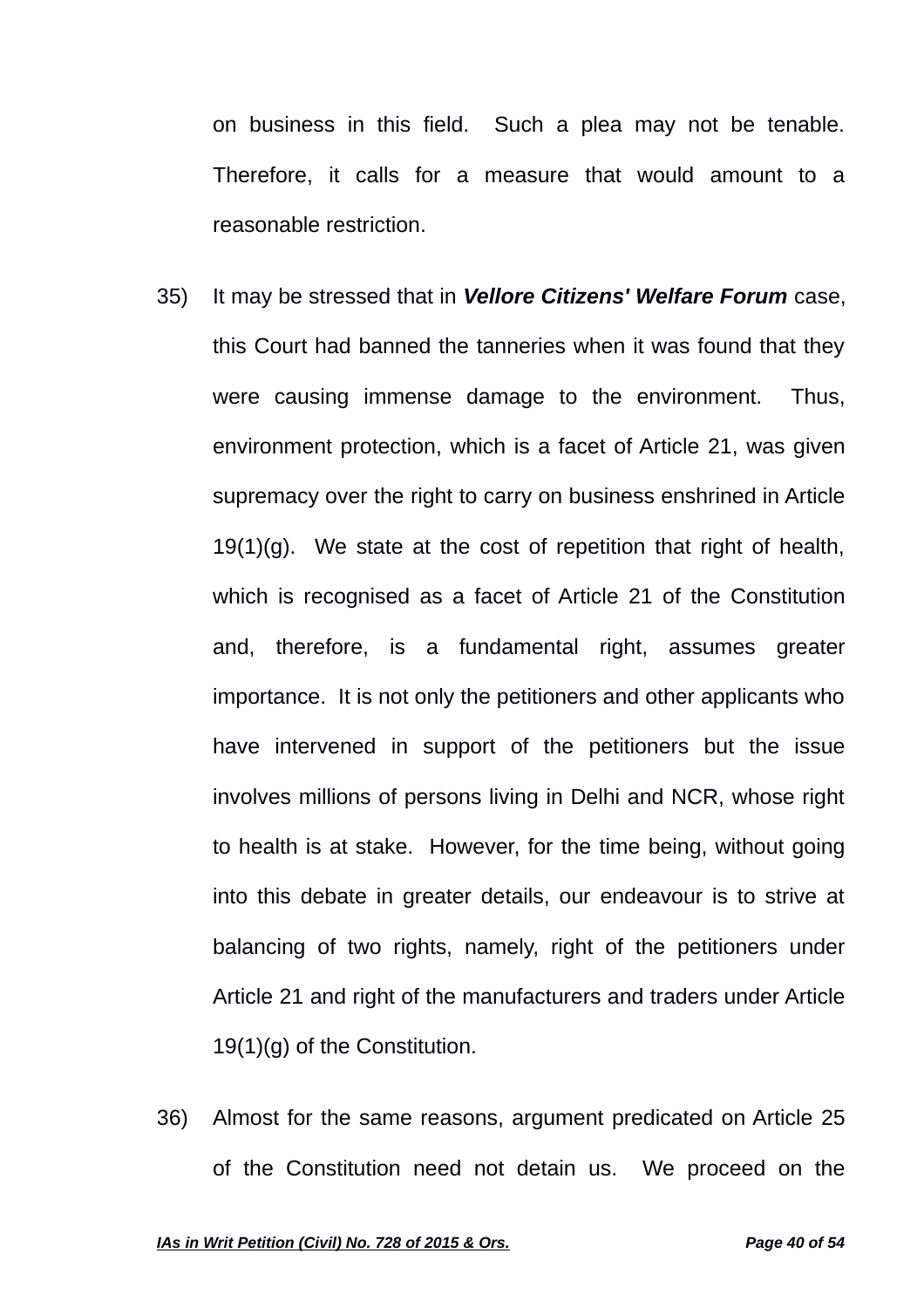on business in this field. Such a plea may not be tenable. Therefore, it calls for a measure that would amount to a reasonable restriction.

35) It may be stressed that in ***Vellore Citizens' Welfare Forum*** case, this Court had banned the tanneries when it was found that they were causing immense damage to the environment. Thus, environment protection, which is a facet of Article 21, was given supremacy over the right to carry on business enshrined in Article 19(1)(g). We state at the cost of repetition that right of health, which is recognised as a facet of Article 21 of the Constitution and, therefore, is a fundamental right, assumes greater importance. It is not only the petitioners and other applicants who have intervened in support of the petitioners but the issue involves millions of persons living in Delhi and NCR, whose right to health is at stake. However, for the time being, without going into this debate in greater details, our endeavour is to strive at balancing of two rights, namely, right of the petitioners under Article 21 and right of the manufacturers and traders under Article 19(1)(g) of the Constitution.

36) Almost for the same reasons, argument predicated on Article 25 of the Constitution need not detain us. We proceed on the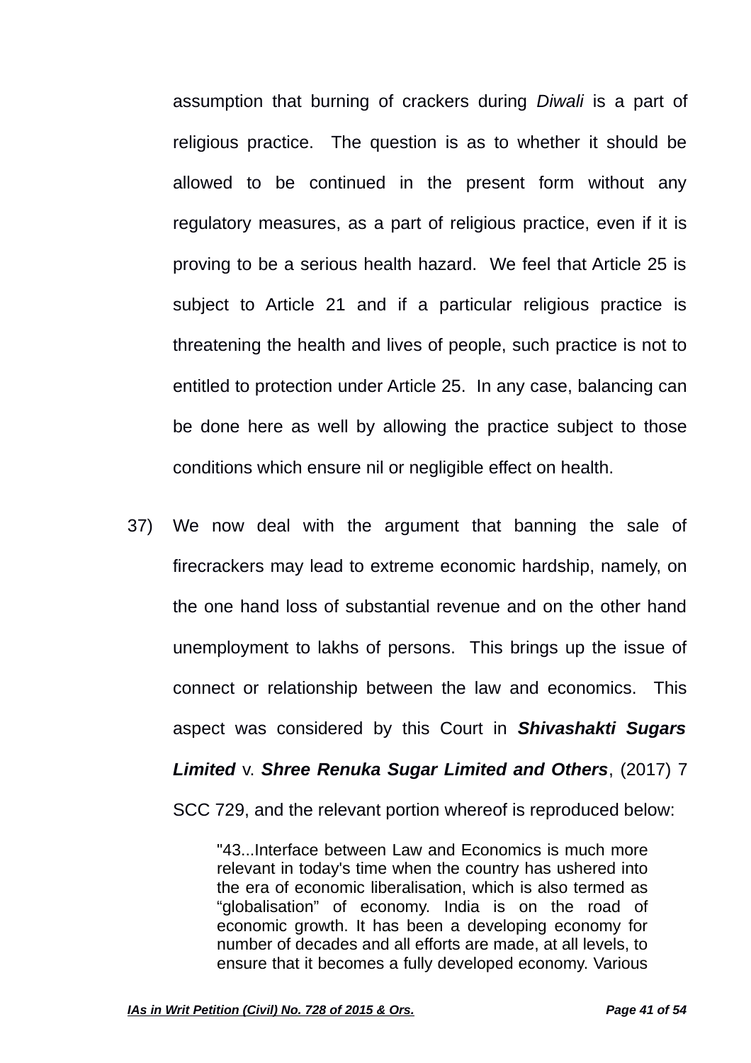assumption that burning of crackers during *Diwali* is a part of religious practice. The question is as to whether it should be allowed to be continued in the present form without any regulatory measures, as a part of religious practice, even if it is proving to be a serious health hazard. We feel that Article 25 is subject to Article 21 and if a particular religious practice is threatening the health and lives of people, such practice is not to entitled to protection under Article 25. In any case, balancing can be done here as well by allowing the practice subject to those conditions which ensure nil or negligible effect on health.

37) We now deal with the argument that banning the sale of firecrackers may lead to extreme economic hardship, namely, on the one hand loss of substantial revenue and on the other hand unemployment to lakhs of persons. This brings up the issue of connect or relationship between the law and economics. This aspect was considered by this Court in ***Shivashakti Sugars Limited*** v. ***Shree Renuka Sugar Limited and Others***, (2017) 7 SCC 729, and the relevant portion whereof is reproduced below:

> "43...Interface between Law and Economics is much more relevant in today's time when the country has ushered into the era of economic liberalisation, which is also termed as "globalisation" of economy. India is on the road of economic growth. It has been a developing economy for number of decades and all efforts are made, at all levels, to ensure that it becomes a fully developed economy. Various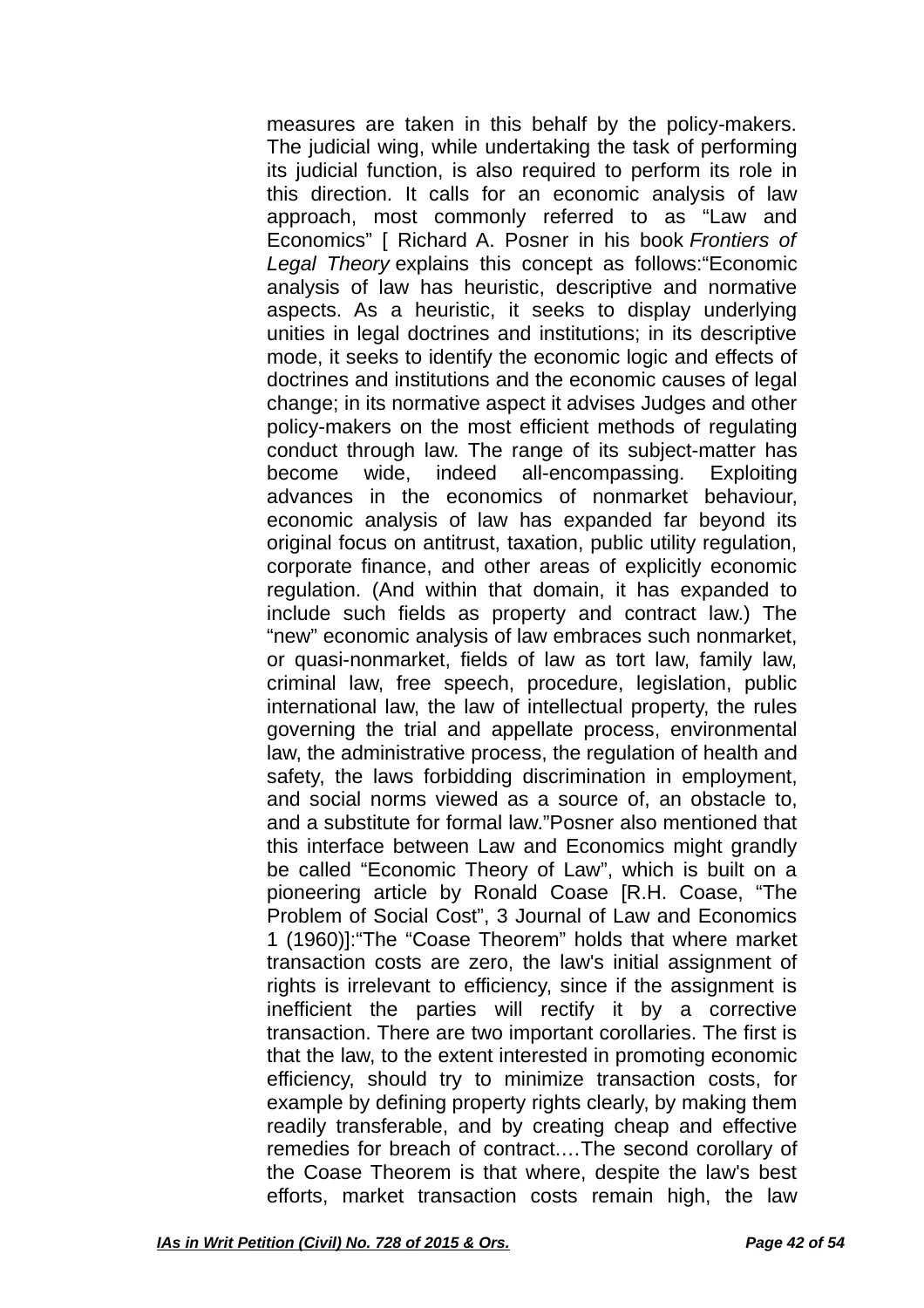measures are taken in this behalf by the policy-makers. The judicial wing, while undertaking the task of performing its judicial function, is also required to perform its role in this direction. It calls for an economic analysis of law approach, most commonly referred to as "Law and Economics" [ Richard A. Posner in his book *Frontiers of Legal Theory* explains this concept as follows:"Economic analysis of law has heuristic, descriptive and normative aspects. As a heuristic, it seeks to display underlying unities in legal doctrines and institutions; in its descriptive mode, it seeks to identify the economic logic and effects of doctrines and institutions and the economic causes of legal change; in its normative aspect it advises Judges and other policy-makers on the most efficient methods of regulating conduct through law. The range of its subject-matter has become wide, indeed all-encompassing. Exploiting advances in the economics of nonmarket behaviour, economic analysis of law has expanded far beyond its original focus on antitrust, taxation, public utility regulation, corporate finance, and other areas of explicitly economic regulation. (And within that domain, it has expanded to include such fields as property and contract law.) The "new" economic analysis of law embraces such nonmarket, or quasi-nonmarket, fields of law as tort law, family law, criminal law, free speech, procedure, legislation, public international law, the law of intellectual property, the rules governing the trial and appellate process, environmental law, the administrative process, the regulation of health and safety, the laws forbidding discrimination in employment, and social norms viewed as a source of, an obstacle to, and a substitute for formal law."Posner also mentioned that this interface between Law and Economics might grandly be called "Economic Theory of Law", which is built on a pioneering article by Ronald Coase [R.H. Coase, "The Problem of Social Cost", 3 Journal of Law and Economics 1 (1960)]:"The "Coase Theorem" holds that where market transaction costs are zero, the law's initial assignment of rights is irrelevant to efficiency, since if the assignment is inefficient the parties will rectify it by a corrective transaction. There are two important corollaries. The first is that the law, to the extent interested in promoting economic efficiency, should try to minimize transaction costs, for example by defining property rights clearly, by making them readily transferable, and by creating cheap and effective remedies for breach of contract.…The second corollary of the Coase Theorem is that where, despite the law's best efforts, market transaction costs remain high, the law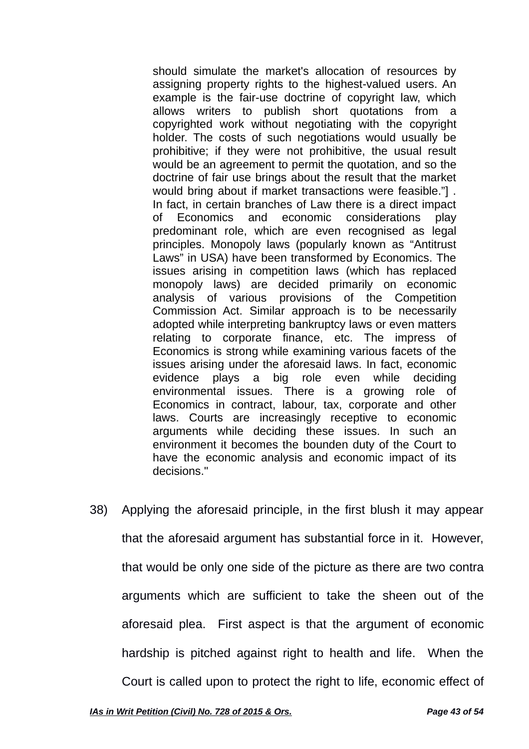> should simulate the market's allocation of resources by assigning property rights to the highest-valued users. An example is the fair-use doctrine of copyright law, which allows writers to publish short quotations from a copyrighted work without negotiating with the copyright holder. The costs of such negotiations would usually be prohibitive; if they were not prohibitive, the usual result would be an agreement to permit the quotation, and so the doctrine of fair use brings about the result that the market would bring about if market transactions were feasible."] . In fact, in certain branches of Law there is a direct impact of Economics and economic considerations play predominant role, which are even recognised as legal principles. Monopoly laws (popularly known as "Antitrust Laws" in USA) have been transformed by Economics. The issues arising in competition laws (which has replaced monopoly laws) are decided primarily on economic analysis of various provisions of the Competition Commission Act. Similar approach is to be necessarily adopted while interpreting bankruptcy laws or even matters relating to corporate finance, etc. The impress of Economics is strong while examining various facets of the issues arising under the aforesaid laws. In fact, economic evidence plays a big role even while deciding environmental issues. There is a growing role of Economics in contract, labour, tax, corporate and other laws. Courts are increasingly receptive to economic arguments while deciding these issues. In such an environment it becomes the bounden duty of the Court to have the economic analysis and economic impact of its decisions."

38) Applying the aforesaid principle, in the first blush it may appear that the aforesaid argument has substantial force in it. However, that would be only one side of the picture as there are two contra arguments which are sufficient to take the sheen out of the aforesaid plea. First aspect is that the argument of economic hardship is pitched against right to health and life. When the Court is called upon to protect the right to life, economic effect of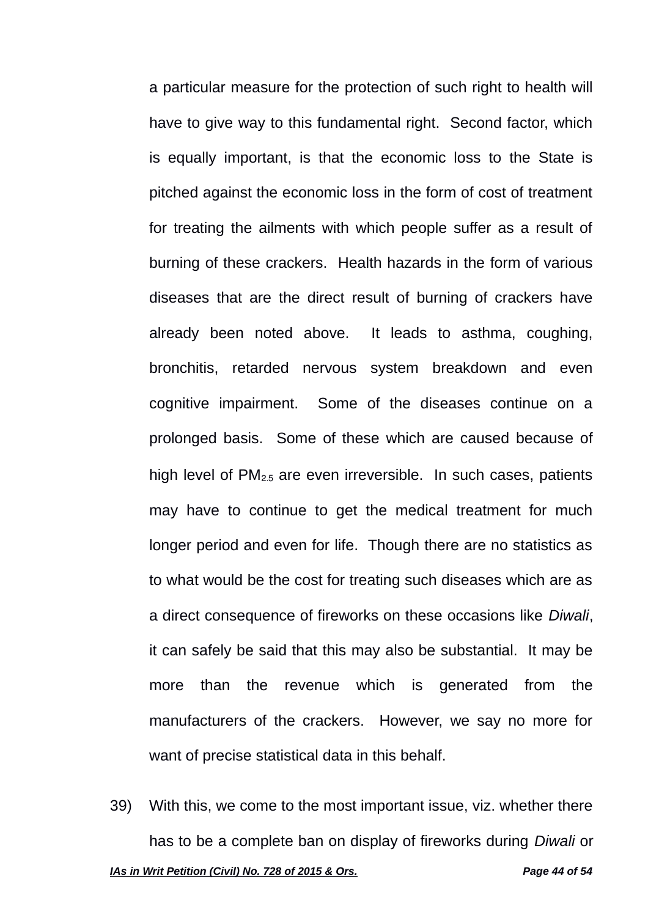a particular measure for the protection of such right to health will have to give way to this fundamental right. Second factor, which is equally important, is that the economic loss to the State is pitched against the economic loss in the form of cost of treatment for treating the ailments with which people suffer as a result of burning of these crackers. Health hazards in the form of various diseases that are the direct result of burning of crackers have already been noted above. It leads to asthma, coughing, bronchitis, retarded nervous system breakdown and even cognitive impairment. Some of the diseases continue on a prolonged basis. Some of these which are caused because of high level of $PM_{2.5}$ are even irreversible. In such cases, patients may have to continue to get the medical treatment for much longer period and even for life. Though there are no statistics as to what would be the cost for treating such diseases which are as a direct consequence of fireworks on these occasions like *Diwali*, it can safely be said that this may also be substantial. It may be more than the revenue which is generated from the manufacturers of the crackers. However, we say no more for want of precise statistical data in this behalf.

39) With this, we come to the most important issue, viz. whether there has to be a complete ban on display of fireworks during *Diwali* or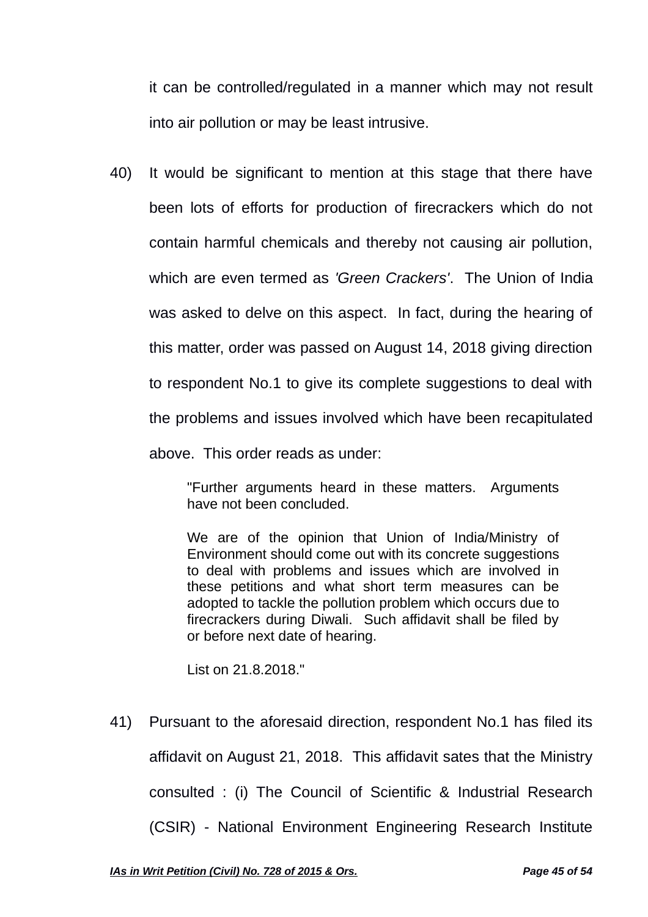it can be controlled/regulated in a manner which may not result into air pollution or may be least intrusive.

40) It would be significant to mention at this stage that there have been lots of efforts for production of firecrackers which do not contain harmful chemicals and thereby not causing air pollution, which are even termed as *'Green Crackers'*. The Union of India was asked to delve on this aspect. In fact, during the hearing of this matter, order was passed on August 14, 2018 giving direction to respondent No.1 to give its complete suggestions to deal with the problems and issues involved which have been recapitulated above. This order reads as under:

> "Further arguments heard in these matters. Arguments have not been concluded.
>
> We are of the opinion that Union of India/Ministry of Environment should come out with its concrete suggestions to deal with problems and issues which are involved in these petitions and what short term measures can be adopted to tackle the pollution problem which occurs due to firecrackers during Diwali. Such affidavit shall be filed by or before next date of hearing.
>
> List on 21.8.2018."

41) Pursuant to the aforesaid direction, respondent No.1 has filed its affidavit on August 21, 2018. This affidavit sates that the Ministry consulted : (i) The Council of Scientific & Industrial Research (CSIR) - National Environment Engineering Research Institute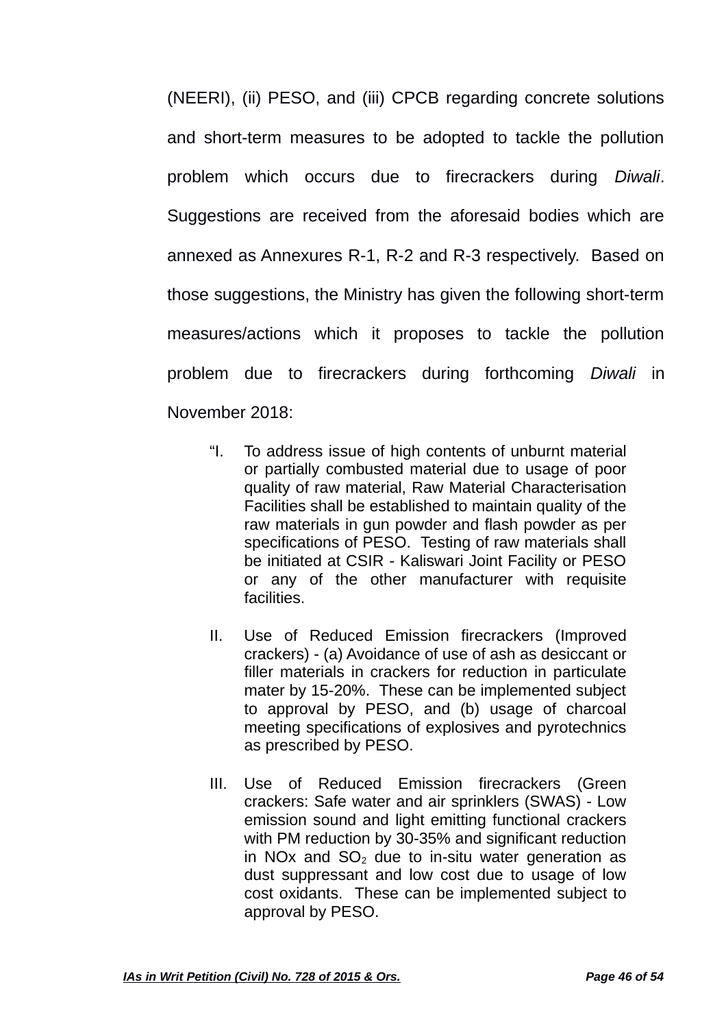(NEERI), (ii) PESO, and (iii) CPCB regarding concrete solutions and short-term measures to be adopted to tackle the pollution problem which occurs due to firecrackers during *Diwali*. Suggestions are received from the aforesaid bodies which are annexed as Annexures R-1, R-2 and R-3 respectively. Based on those suggestions, the Ministry has given the following short-term measures/actions which it proposes to tackle the pollution problem due to firecrackers during forthcoming *Diwali* in November 2018:

> "I. To address issue of high contents of unburnt material or partially combusted material due to usage of poor quality of raw material, Raw Material Characterisation Facilities shall be established to maintain quality of the raw materials in gun powder and flash powder as per specifications of PESO. Testing of raw materials shall be initiated at CSIR - Kaliswari Joint Facility or PESO or any of the other manufacturer with requisite facilities.
>
> II. Use of Reduced Emission firecrackers (Improved crackers) - (a) Avoidance of use of ash as desiccant or filler materials in crackers for reduction in particulate mater by 15-20%. These can be implemented subject to approval by PESO, and (b) usage of charcoal meeting specifications of explosives and pyrotechnics as prescribed by PESO.
>
> III. Use of Reduced Emission firecrackers (Green crackers: Safe water and air sprinklers (SWAS) - Low emission sound and light emitting functional crackers with PM reduction by 30-35% and significant reduction in NOx and $SO_2$ due to in-situ water generation as dust suppressant and low cost due to usage of low cost oxidants. These can be implemented subject to approval by PESO.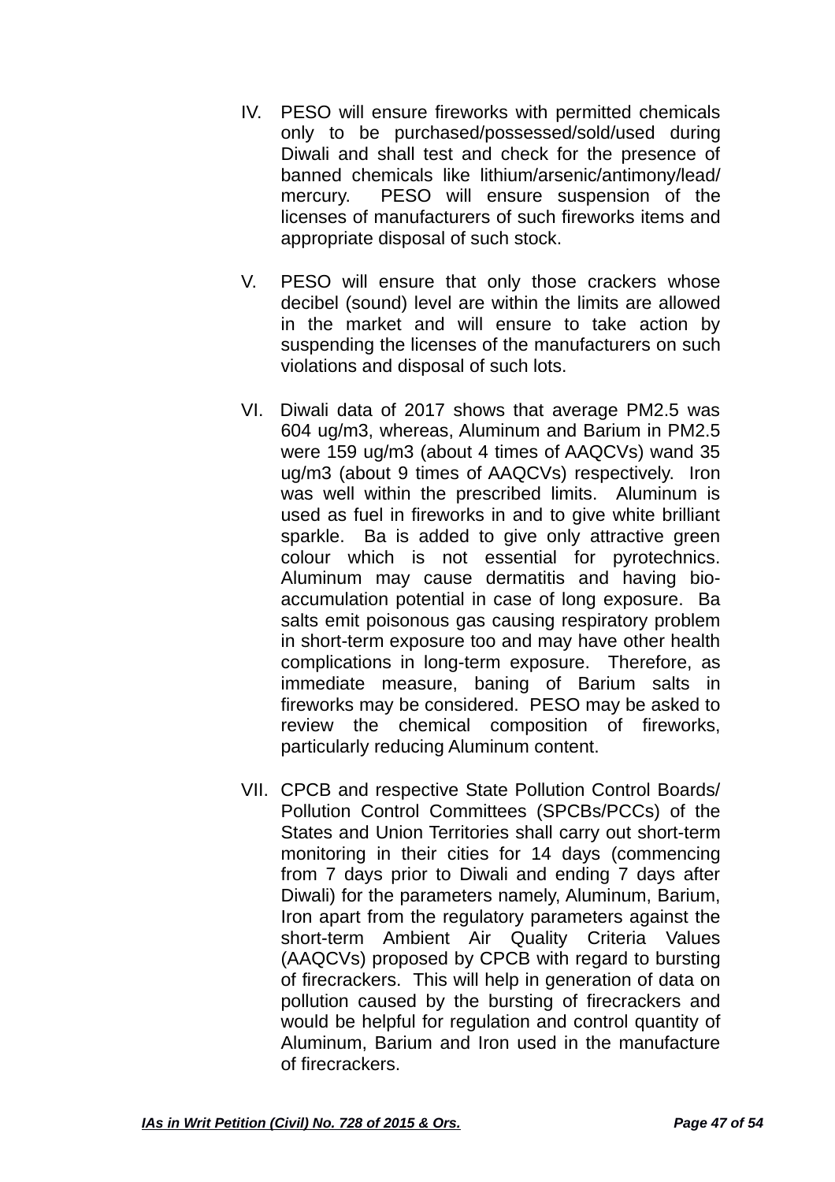IV. PESO will ensure fireworks with permitted chemicals only to be purchased/possessed/sold/used during Diwali and shall test and check for the presence of banned chemicals like lithium/arsenic/antimony/lead/ mercury. PESO will ensure suspension of the licenses of manufacturers of such fireworks items and appropriate disposal of such stock.

V. PESO will ensure that only those crackers whose decibel (sound) level are within the limits are allowed in the market and will ensure to take action by suspending the licenses of the manufacturers on such violations and disposal of such lots.

VI. Diwali data of 2017 shows that average PM2.5 was 604 ug/m3, whereas, Aluminum and Barium in PM2.5 were 159 ug/m3 (about 4 times of AAQCVs) wand 35 ug/m3 (about 9 times of AAQCVs) respectively. Iron was well within the prescribed limits. Aluminum is used as fuel in fireworks in and to give white brilliant sparkle. Ba is added to give only attractive green colour which is not essential for pyrotechnics. Aluminum may cause dermatitis and having bio-accumulation potential in case of long exposure. Ba salts emit poisonous gas causing respiratory problem in short-term exposure too and may have other health complications in long-term exposure. Therefore, as immediate measure, baning of Barium salts in fireworks may be considered. PESO may be asked to review the chemical composition of fireworks, particularly reducing Aluminum content.

VII. CPCB and respective State Pollution Control Boards/ Pollution Control Committees (SPCBs/PCCs) of the States and Union Territories shall carry out short-term monitoring in their cities for 14 days (commencing from 7 days prior to Diwali and ending 7 days after Diwali) for the parameters namely, Aluminum, Barium, Iron apart from the regulatory parameters against the short-term Ambient Air Quality Criteria Values (AAQCVs) proposed by CPCB with regard to bursting of firecrackers. This will help in generation of data on pollution caused by the bursting of firecrackers and would be helpful for regulation and control quantity of Aluminum, Barium and Iron used in the manufacture of firecrackers.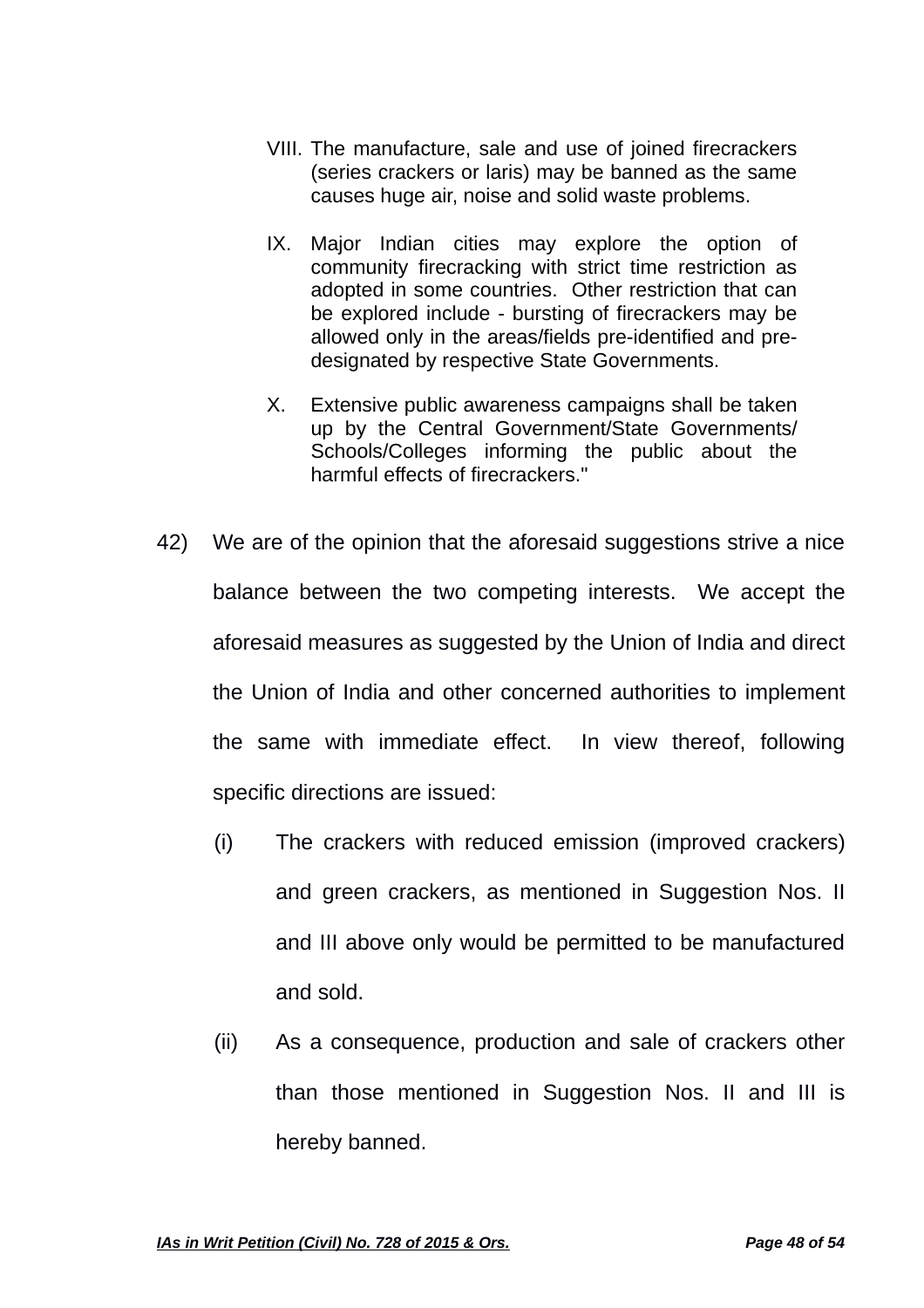VIII. The manufacture, sale and use of joined firecrackers (series crackers or laris) may be banned as the same causes huge air, noise and solid waste problems.

IX. Major Indian cities may explore the option of community firecracking with strict time restriction as adopted in some countries. Other restriction that can be explored include - bursting of firecrackers may be allowed only in the areas/fields pre-identified and pre-designated by respective State Governments.

X. Extensive public awareness campaigns shall be taken up by the Central Government/State Governments/ Schools/Colleges informing the public about the harmful effects of firecrackers."

42) We are of the opinion that the aforesaid suggestions strive a nice balance between the two competing interests. We accept the aforesaid measures as suggested by the Union of India and direct the Union of India and other concerned authorities to implement the same with immediate effect. In view thereof, following specific directions are issued:

(i) The crackers with reduced emission (improved crackers) and green crackers, as mentioned in Suggestion Nos. II and III above only would be permitted to be manufactured and sold.

(ii) As a consequence, production and sale of crackers other than those mentioned in Suggestion Nos. II and III is hereby banned.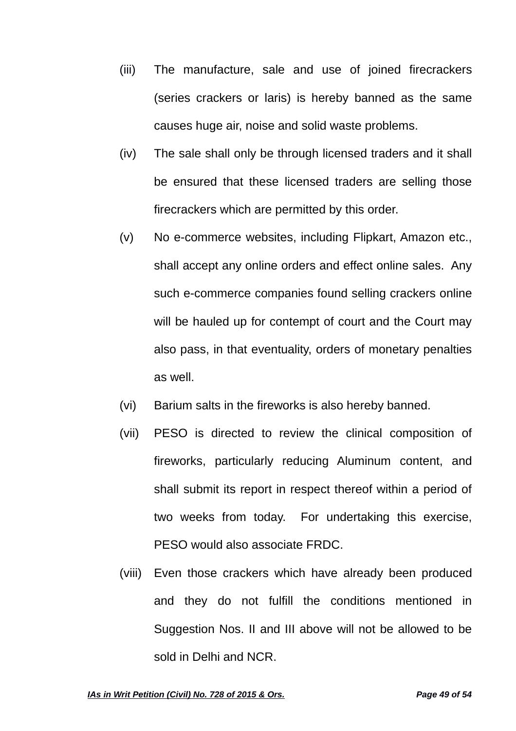(iii) The manufacture, sale and use of joined firecrackers (series crackers or laris) is hereby banned as the same causes huge air, noise and solid waste problems.

(iv) The sale shall only be through licensed traders and it shall be ensured that these licensed traders are selling those firecrackers which are permitted by this order.

(v) No e-commerce websites, including Flipkart, Amazon etc., shall accept any online orders and effect online sales. Any such e-commerce companies found selling crackers online will be hauled up for contempt of court and the Court may also pass, in that eventuality, orders of monetary penalties as well.

(vi) Barium salts in the fireworks is also hereby banned.

(vii) PESO is directed to review the clinical composition of fireworks, particularly reducing Aluminum content, and shall submit its report in respect thereof within a period of two weeks from today. For undertaking this exercise, PESO would also associate FRDC.

(viii) Even those crackers which have already been produced and they do not fulfill the conditions mentioned in Suggestion Nos. II and III above will not be allowed to be sold in Delhi and NCR.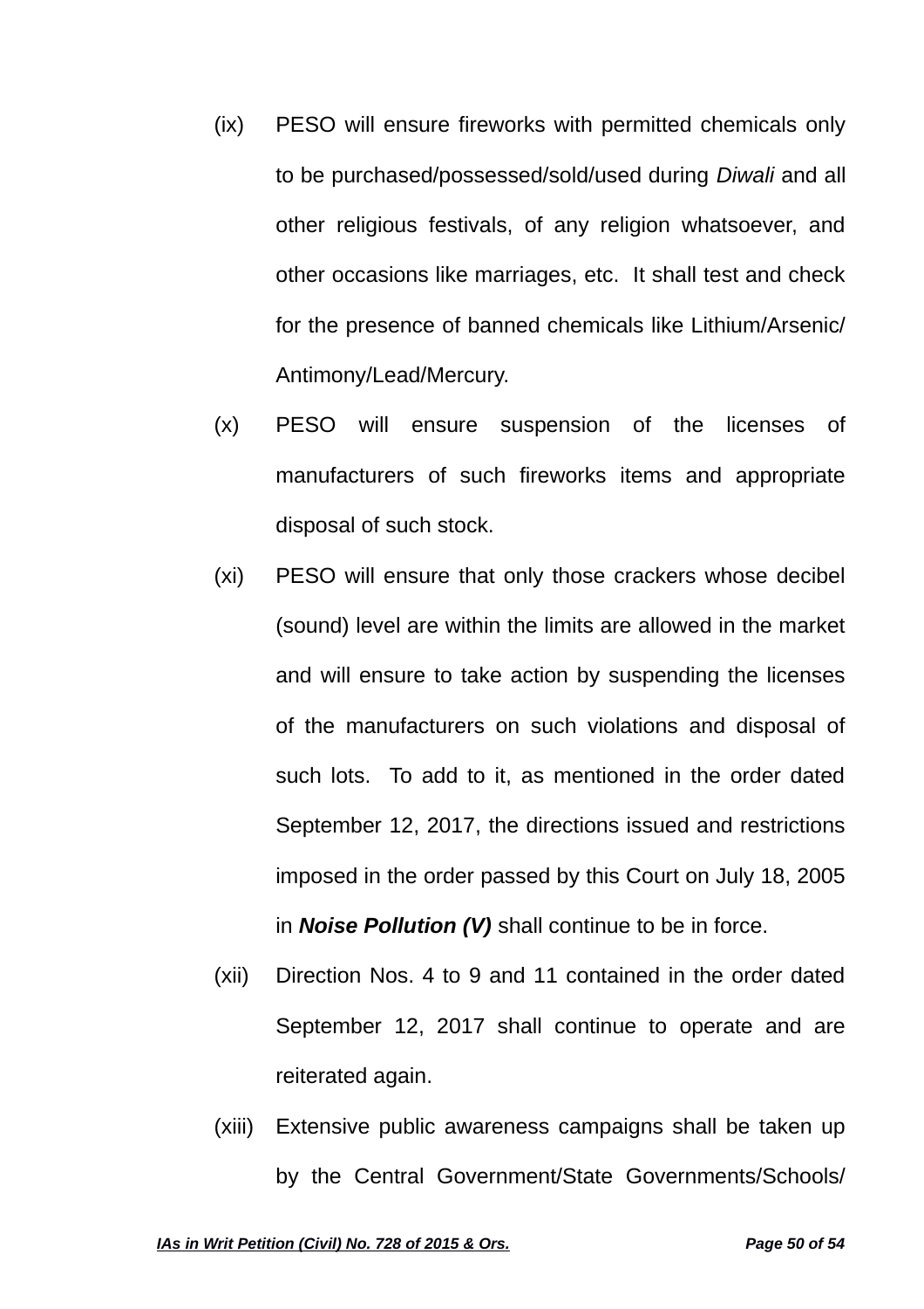(ix) PESO will ensure fireworks with permitted chemicals only to be purchased/possessed/sold/used during *Diwali* and all other religious festivals, of any religion whatsoever, and other occasions like marriages, etc. It shall test and check for the presence of banned chemicals like Lithium/Arsenic/Antimony/Lead/Mercury.

(x) PESO will ensure suspension of the licenses of manufacturers of such fireworks items and appropriate disposal of such stock.

(xi) PESO will ensure that only those crackers whose decibel (sound) level are within the limits are allowed in the market and will ensure to take action by suspending the licenses of the manufacturers on such violations and disposal of such lots. To add to it, as mentioned in the order dated September 12, 2017, the directions issued and restrictions imposed in the order passed by this Court on July 18, 2005 in ***Noise Pollution (V)*** shall continue to be in force.

(xii) Direction Nos. 4 to 9 and 11 contained in the order dated September 12, 2017 shall continue to operate and are reiterated again.

(xiii) Extensive public awareness campaigns shall be taken up by the Central Government/State Governments/Schools/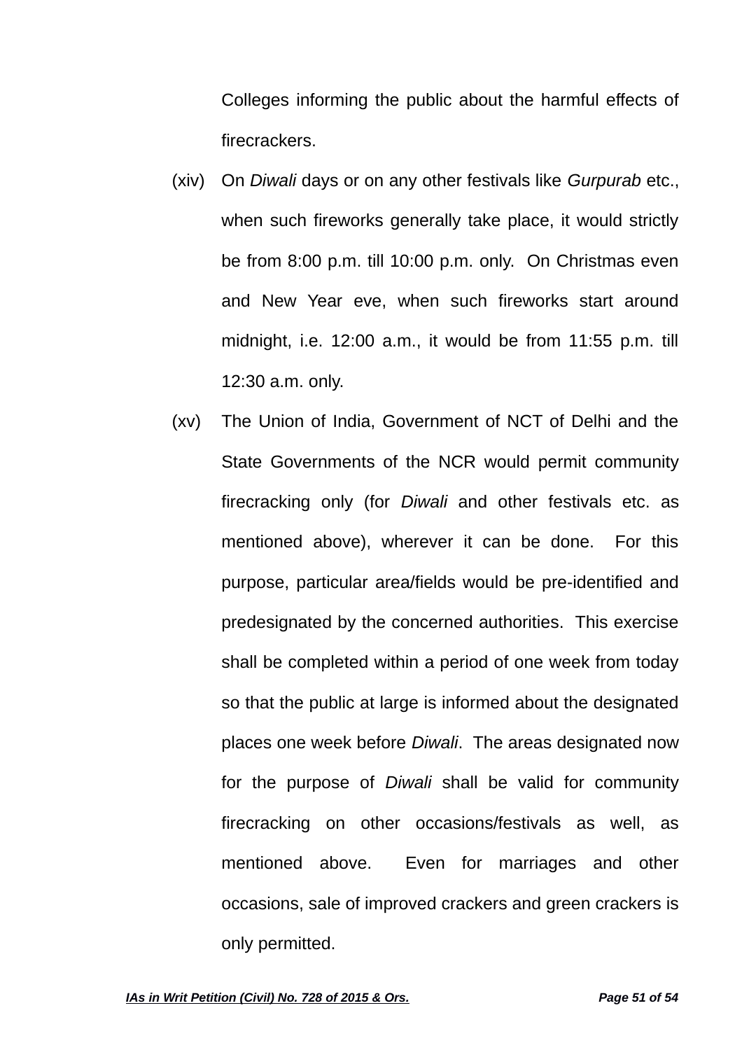Colleges informing the public about the harmful effects of firecrackers.

(xiv) On *Diwali* days or on any other festivals like *Gurpurab* etc., when such fireworks generally take place, it would strictly be from 8:00 p.m. till 10:00 p.m. only. On Christmas even and New Year eve, when such fireworks start around midnight, i.e. 12:00 a.m., it would be from 11:55 p.m. till 12:30 a.m. only.

(xv) The Union of India, Government of NCT of Delhi and the State Governments of the NCR would permit community firecracking only (for *Diwali* and other festivals etc. as mentioned above), wherever it can be done. For this purpose, particular area/fields would be pre-identified and predesignated by the concerned authorities. This exercise shall be completed within a period of one week from today so that the public at large is informed about the designated places one week before *Diwali*. The areas designated now for the purpose of *Diwali* shall be valid for community firecracking on other occasions/festivals as well, as mentioned above. Even for marriages and other occasions, sale of improved crackers and green crackers is only permitted.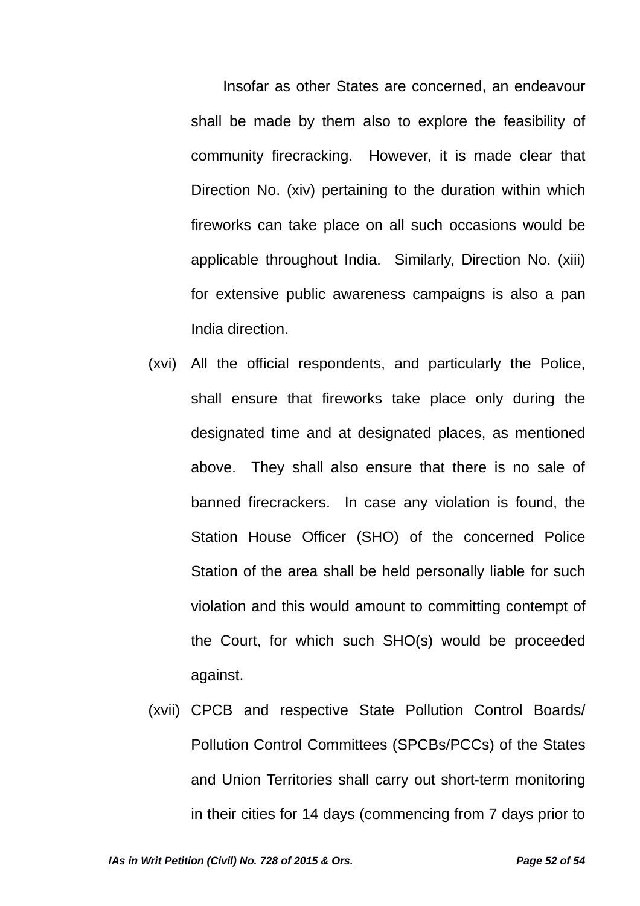Insofar as other States are concerned, an endeavour shall be made by them also to explore the feasibility of community firecracking. However, it is made clear that Direction No. (xiv) pertaining to the duration within which fireworks can take place on all such occasions would be applicable throughout India. Similarly, Direction No. (xiii) for extensive public awareness campaigns is also a pan India direction.

(xvi) All the official respondents, and particularly the Police, shall ensure that fireworks take place only during the designated time and at designated places, as mentioned above. They shall also ensure that there is no sale of banned firecrackers. In case any violation is found, the Station House Officer (SHO) of the concerned Police Station of the area shall be held personally liable for such violation and this would amount to committing contempt of the Court, for which such SHO(s) would be proceeded against.

(xvii) CPCB and respective State Pollution Control Boards/ Pollution Control Committees (SPCBs/PCCs) of the States and Union Territories shall carry out short-term monitoring in their cities for 14 days (commencing from 7 days prior to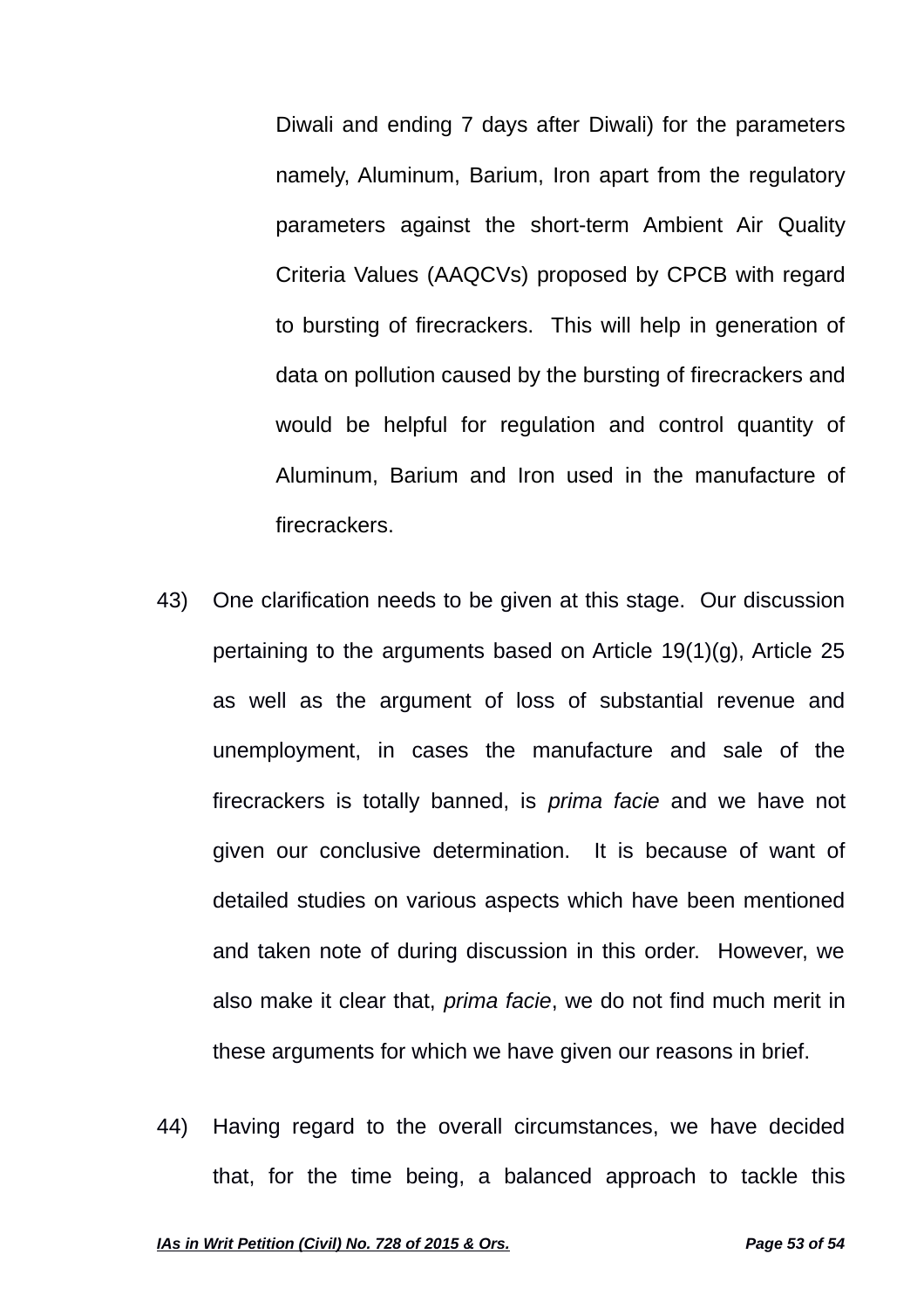Diwali and ending 7 days after Diwali) for the parameters namely, Aluminum, Barium, Iron apart from the regulatory parameters against the short-term Ambient Air Quality Criteria Values (AAQCVs) proposed by CPCB with regard to bursting of firecrackers. This will help in generation of data on pollution caused by the bursting of firecrackers and would be helpful for regulation and control quantity of Aluminum, Barium and Iron used in the manufacture of firecrackers.

43) One clarification needs to be given at this stage. Our discussion pertaining to the arguments based on Article 19(1)(g), Article 25 as well as the argument of loss of substantial revenue and unemployment, in cases the manufacture and sale of the firecrackers is totally banned, is *prima facie* and we have not given our conclusive determination. It is because of want of detailed studies on various aspects which have been mentioned and taken note of during discussion in this order. However, we also make it clear that, *prima facie*, we do not find much merit in these arguments for which we have given our reasons in brief.

44) Having regard to the overall circumstances, we have decided that, for the time being, a balanced approach to tackle this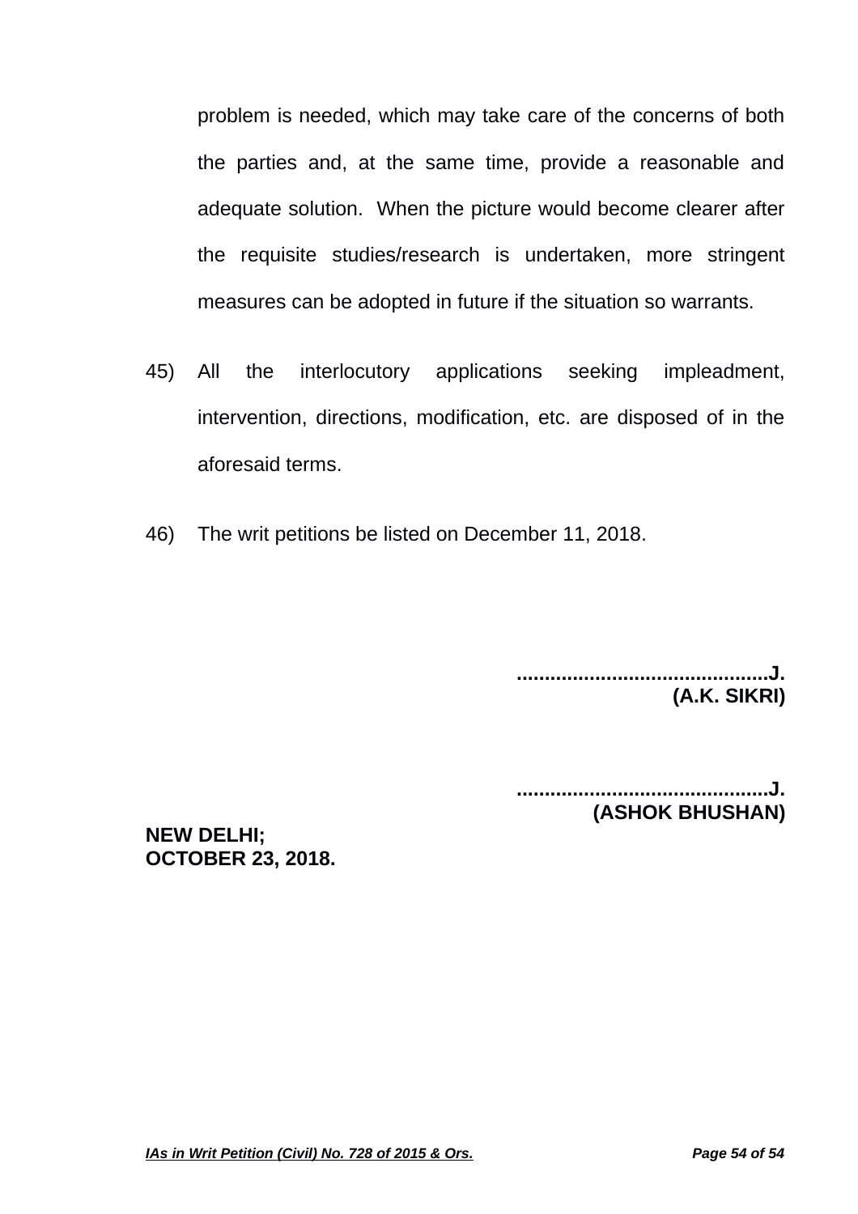problem is needed, which may take care of the concerns of both the parties and, at the same time, provide a reasonable and adequate solution. When the picture would become clearer after the requisite studies/research is undertaken, more stringent measures can be adopted in future if the situation so warrants.

45) All the interlocutory applications seeking impleadment, intervention, directions, modification, etc. are disposed of in the aforesaid terms.

46) The writ petitions be listed on December 11, 2018.

**.............................................J.**
**(A.K. SIKRI)**

**.............................................J.**
**(ASHOK BHUSHAN)**

**NEW DELHI;**
**OCTOBER 23, 2018.**